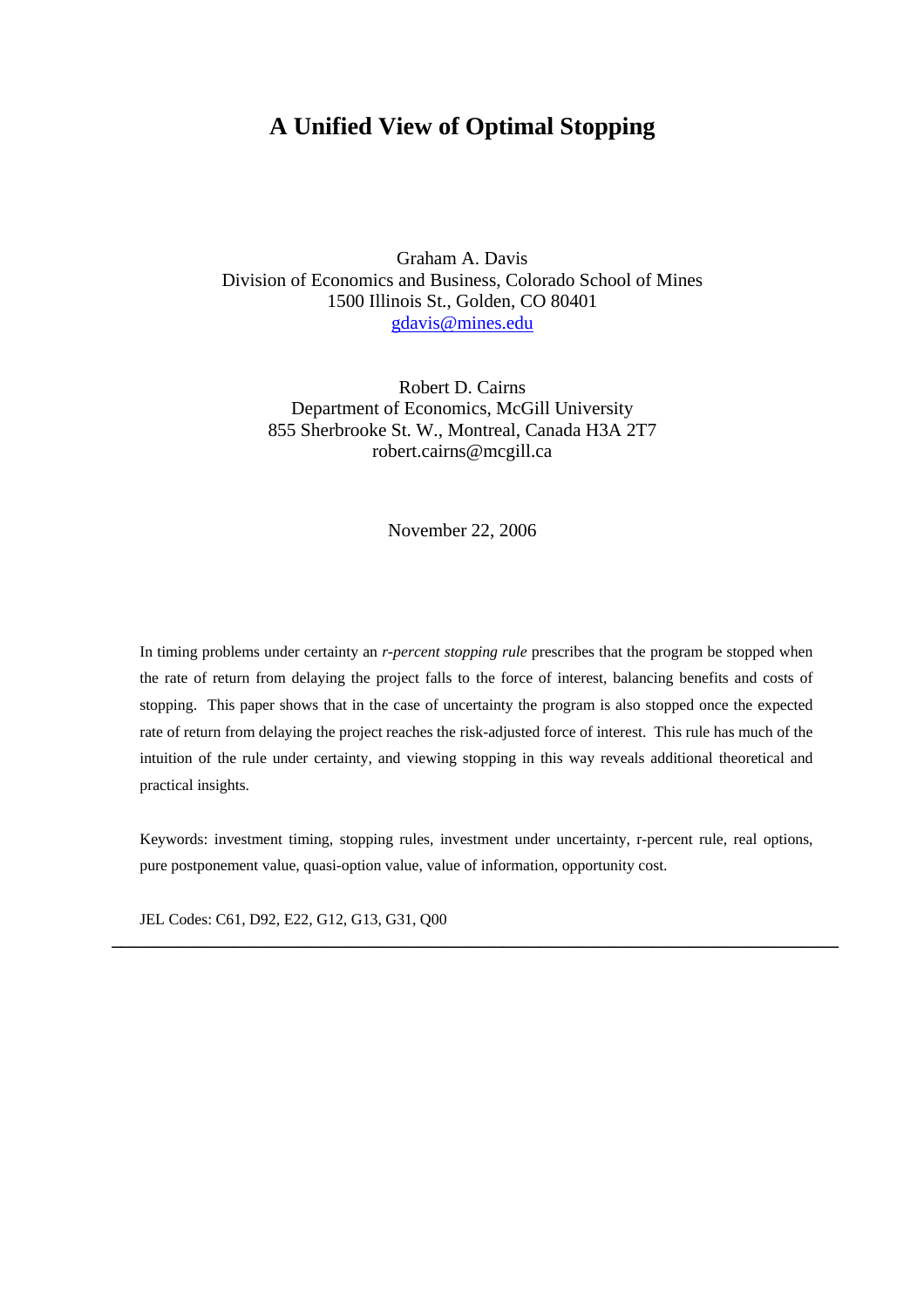# A Unified View of Optimal Stopping

Graham A. Davis
Division of Economics and Business, Colorado School of Mines
1500 Illinois St., Golden, CO 80401
gdavis@mines.edu

Robert D. Cairns
Department of Economics, McGill University
855 Sherbrooke St. W., Montreal, Canada H3A 2T7
robert.cairns@mcgill.ca

November 22, 2006

In timing problems under certainty an *r-percent stopping rule* prescribes that the program be stopped when the rate of return from delaying the project falls to the force of interest, balancing benefits and costs of stopping. This paper shows that in the case of uncertainty the program is also stopped once the expected rate of return from delaying the project reaches the risk-adjusted force of interest. This rule has much of the intuition of the rule under certainty, and viewing stopping in this way reveals additional theoretical and practical insights.

Keywords: investment timing, stopping rules, investment under uncertainty, r-percent rule, real options, pure postponement value, quasi-option value, value of information, opportunity cost.

JEL Codes: C61, D92, E22, G12, G13, G31, Q00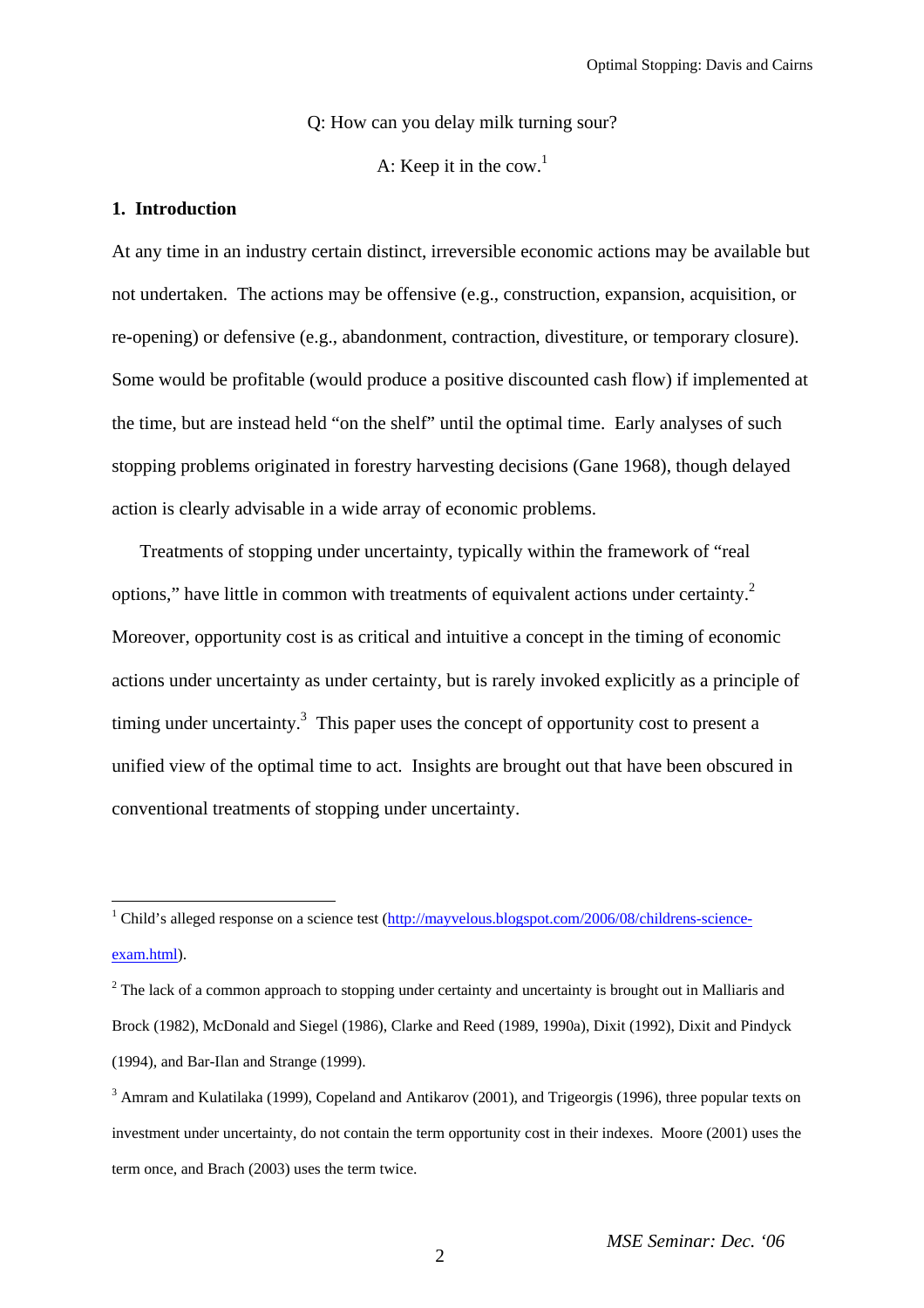Q: How can you delay milk turning sour?

A: Keep it in the cow.[1]

## 1. Introduction

At any time in an industry certain distinct, irreversible economic actions may be available but not undertaken. The actions may be offensive (e.g., construction, expansion, acquisition, or re-opening) or defensive (e.g., abandonment, contraction, divestiture, or temporary closure). Some would be profitable (would produce a positive discounted cash flow) if implemented at the time, but are instead held "on the shelf" until the optimal time. Early analyses of such stopping problems originated in forestry harvesting decisions (Gane 1968), though delayed action is clearly advisable in a wide array of economic problems.

Treatments of stopping under uncertainty, typically within the framework of "real options," have little in common with treatments of equivalent actions under certainty.[2] Moreover, opportunity cost is as critical and intuitive a concept in the timing of economic actions under uncertainty as under certainty, but is rarely invoked explicitly as a principle of timing under uncertainty.[3] This paper uses the concept of opportunity cost to present a unified view of the optimal time to act. Insights are brought out that have been obscured in conventional treatments of stopping under uncertainty.

---

[1] Child's alleged response on a science test (http://mayvelous.blogspot.com/2006/08/childrens-science-exam.html).

[2] The lack of a common approach to stopping under certainty and uncertainty is brought out in Malliaris and Brock (1982), McDonald and Siegel (1986), Clarke and Reed (1989, 1990a), Dixit (1992), Dixit and Pindyck (1994), and Bar-Ilan and Strange (1999).

[3] Amram and Kulatilaka (1999), Copeland and Antikarov (2001), and Trigeorgis (1996), three popular texts on investment under uncertainty, do not contain the term opportunity cost in their indexes. Moore (2001) uses the term once, and Brach (2003) uses the term twice.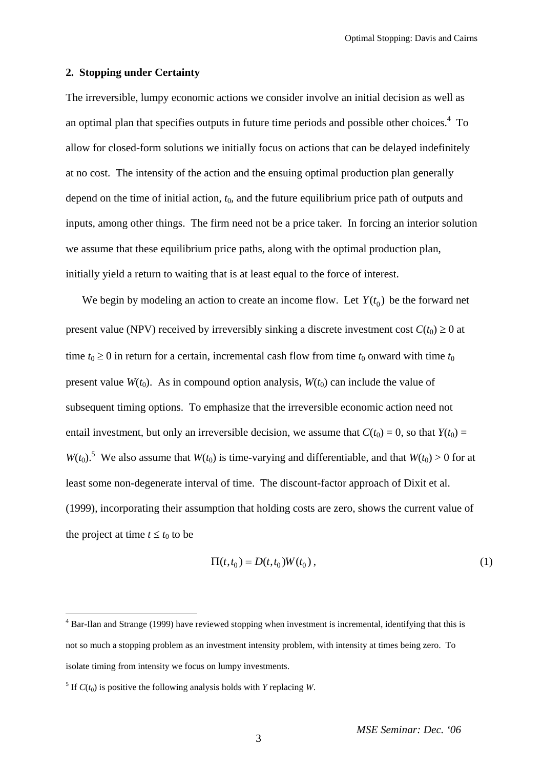## 2. Stopping under Certainty

The irreversible, lumpy economic actions we consider involve an initial decision as well as an optimal plan that specifies outputs in future time periods and possible other choices.[4] To allow for closed-form solutions we initially focus on actions that can be delayed indefinitely at no cost. The intensity of the action and the ensuing optimal production plan generally depend on the time of initial action, $t_0$, and the future equilibrium price path of outputs and inputs, among other things. The firm need not be a price taker. In forcing an interior solution we assume that these equilibrium price paths, along with the optimal production plan, initially yield a return to waiting that is at least equal to the force of interest.

We begin by modeling an action to create an income flow. Let $Y(t_0)$ be the forward net present value (NPV) received by irreversibly sinking a discrete investment cost $C(t_0) \geq 0$ at time $t_0 \geq 0$ in return for a certain, incremental cash flow from time $t_0$ onward with time $t_0$ present value $W(t_0)$. As in compound option analysis, $W(t_0)$ can include the value of subsequent timing options. To emphasize that the irreversible economic action need not entail investment, but only an irreversible decision, we assume that $C(t_0) = 0$, so that $Y(t_0) = W(t_0)$.[5] We also assume that $W(t_0)$ is time-varying and differentiable, and that $W(t_0) > 0$ for at least some non-degenerate interval of time. The discount-factor approach of Dixit et al. (1999), incorporating their assumption that holding costs are zero, shows the current value of the project at time $t \leq t_0$ to be

$$\Pi(t, t_0) = D(t, t_0)W(t_0)\,, \tag{1}$$

---

[4] Bar-Ilan and Strange (1999) have reviewed stopping when investment is incremental, identifying that this is not so much a stopping problem as an investment intensity problem, with intensity at times being zero. To isolate timing from intensity we focus on lumpy investments.

[5] If $C(t_0)$ is positive the following analysis holds with $Y$ replacing $W$.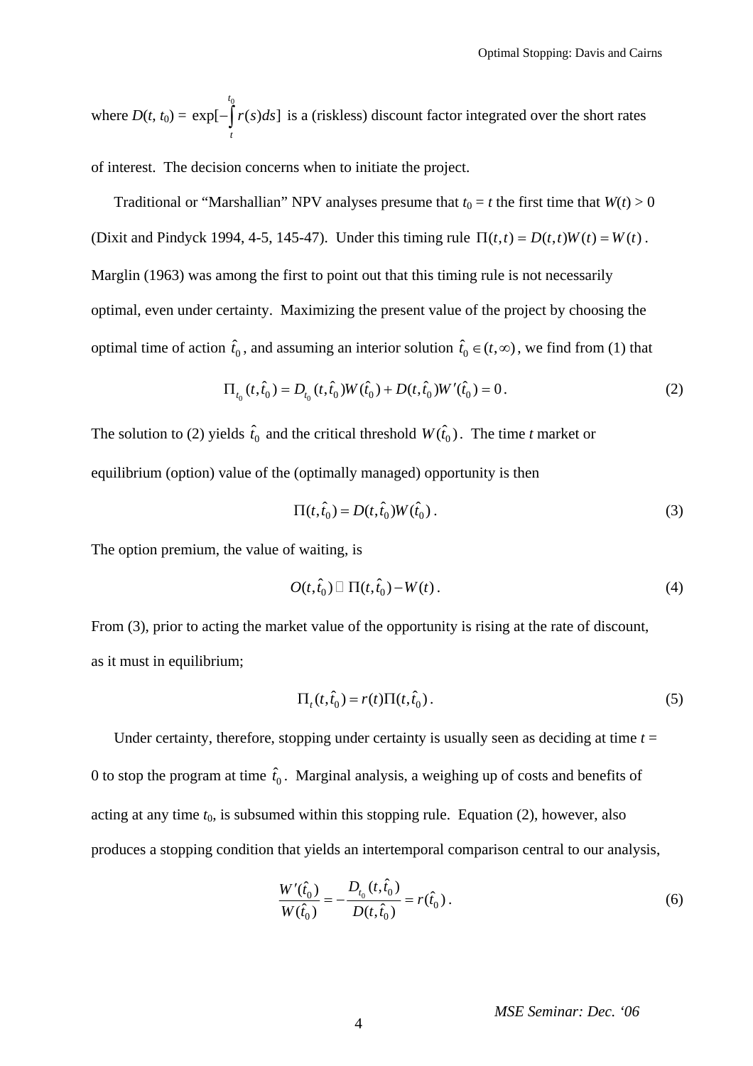where $D(t, t_0) = \exp[-\int_t^{t_0} r(s)ds]$ is a (riskless) discount factor integrated over the short rates of interest. The decision concerns when to initiate the project.

Traditional or "Marshallian" NPV analyses presume that $t_0 = t$ the first time that $W(t) > 0$ (Dixit and Pindyck 1994, 4-5, 145-47). Under this timing rule $\Pi(t,t) = D(t,t)W(t) = W(t)$. Marglin (1963) was among the first to point out that this timing rule is not necessarily optimal, even under certainty. Maximizing the present value of the project by choosing the optimal time of action $\hat{t}_0$, and assuming an interior solution $\hat{t}_0 \in (t, \infty)$, we find from (1) that

$$\Pi_{t_0}(t, \hat{t}_0) = D_{t_0}(t, \hat{t}_0)W(\hat{t}_0) + D(t, \hat{t}_0)W'(\hat{t}_0) = 0. \tag{2}$$

The solution to (2) yields $\hat{t}_0$ and the critical threshold $W(\hat{t}_0)$. The time $t$ market or equilibrium (option) value of the (optimally managed) opportunity is then

$$\Pi(t, \hat{t}_0) = D(t, \hat{t}_0)W(\hat{t}_0). \tag{3}$$

The option premium, the value of waiting, is

$$O(t, \hat{t}_0) \equiv \Pi(t, \hat{t}_0) - W(t). \tag{4}$$

From (3), prior to acting the market value of the opportunity is rising at the rate of discount, as it must in equilibrium;

$$\Pi_t(t, \hat{t}_0) = r(t)\Pi(t, \hat{t}_0). \tag{5}$$

Under certainty, therefore, stopping under certainty is usually seen as deciding at time $t$ = 0 to stop the program at time $\hat{t}_0$. Marginal analysis, a weighing up of costs and benefits of acting at any time $t_0$, is subsumed within this stopping rule. Equation (2), however, also produces a stopping condition that yields an intertemporal comparison central to our analysis,

$$\frac{W'(\hat{t}_0)}{W(\hat{t}_0)} = -\frac{D_{t_0}(t, \hat{t}_0)}{D(t, \hat{t}_0)} = r(\hat{t}_0). \tag{6}$$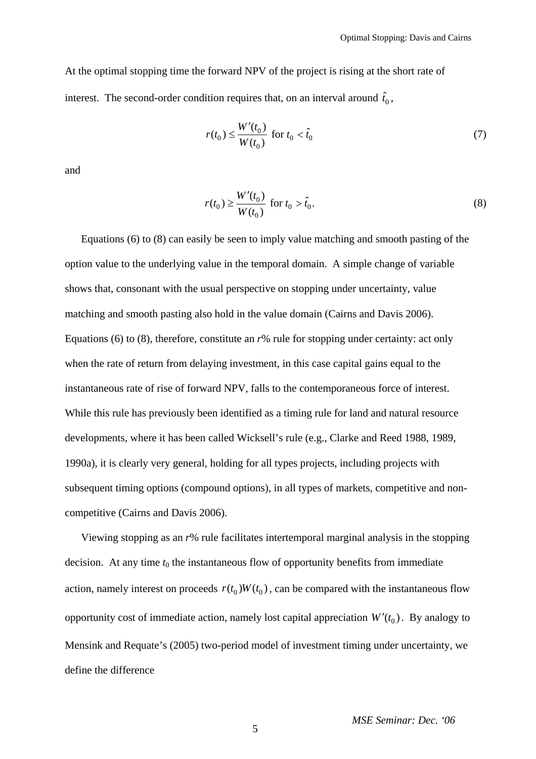At the optimal stopping time the forward NPV of the project is rising at the short rate of interest. The second-order condition requires that, on an interval around $\hat{t}_0$,

$$r(t_0) \leq \frac{W'(t_0)}{W(t_0)} \text{ for } t_0 < \hat{t}_0 \tag{7}$$

and

$$r(t_0) \geq \frac{W'(t_0)}{W(t_0)} \text{ for } t_0 > \hat{t}_0. \tag{8}$$

Equations (6) to (8) can easily be seen to imply value matching and smooth pasting of the option value to the underlying value in the temporal domain. A simple change of variable shows that, consonant with the usual perspective on stopping under uncertainty, value matching and smooth pasting also hold in the value domain (Cairns and Davis 2006). Equations (6) to (8), therefore, constitute an *r*% rule for stopping under certainty: act only when the rate of return from delaying investment, in this case capital gains equal to the instantaneous rate of rise of forward NPV, falls to the contemporaneous force of interest. While this rule has previously been identified as a timing rule for land and natural resource developments, where it has been called Wicksell's rule (e.g., Clarke and Reed 1988, 1989, 1990a), it is clearly very general, holding for all types projects, including projects with subsequent timing options (compound options), in all types of markets, competitive and non-competitive (Cairns and Davis 2006).

Viewing stopping as an *r*% rule facilitates intertemporal marginal analysis in the stopping decision. At any time $t_0$ the instantaneous flow of opportunity benefits from immediate action, namely interest on proceeds $r(t_0)W(t_0)$, can be compared with the instantaneous flow opportunity cost of immediate action, namely lost capital appreciation $W'(t_0)$. By analogy to Mensink and Requate's (2005) two-period model of investment timing under uncertainty, we define the difference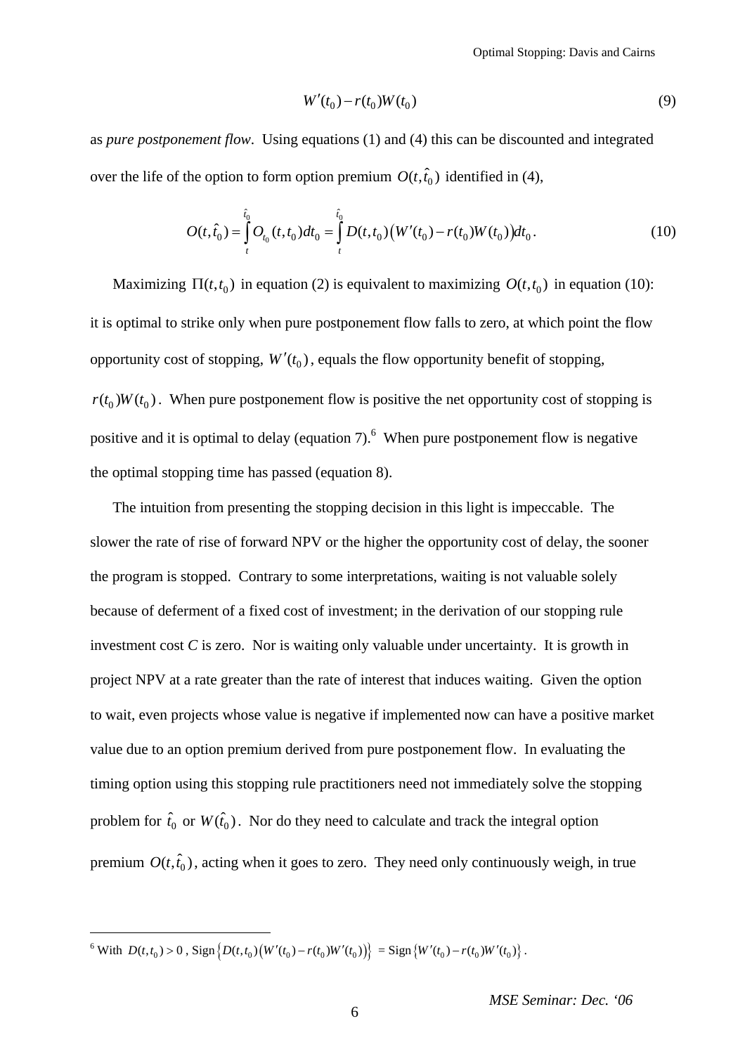$$W'(t_0) - r(t_0)W(t_0) \tag{9}$$

as *pure postponement flow*. Using equations (1) and (4) this can be discounted and integrated over the life of the option to form option premium $O(t, \hat{t}_0)$ identified in (4),

$$O(t, \hat{t}_0) = \int_t^{\hat{t}_0} O_{t_0}(t, t_0)dt_0 = \int_t^{\hat{t}_0} D(t, t_0)\left(W'(t_0) - r(t_0)W(t_0)\right)dt_0 . \tag{10}$$

Maximizing $\Pi(t, t_0)$ in equation (2) is equivalent to maximizing $O(t, t_0)$ in equation (10): it is optimal to strike only when pure postponement flow falls to zero, at which point the flow opportunity cost of stopping, $W'(t_0)$, equals the flow opportunity benefit of stopping, $r(t_0)W(t_0)$. When pure postponement flow is positive the net opportunity cost of stopping is positive and it is optimal to delay (equation 7).[6] When pure postponement flow is negative the optimal stopping time has passed (equation 8).

The intuition from presenting the stopping decision in this light is impeccable. The slower the rate of rise of forward NPV or the higher the opportunity cost of delay, the sooner the program is stopped. Contrary to some interpretations, waiting is not valuable solely because of deferment of a fixed cost of investment; in the derivation of our stopping rule investment cost *C* is zero. Nor is waiting only valuable under uncertainty. It is growth in project NPV at a rate greater than the rate of interest that induces waiting. Given the option to wait, even projects whose value is negative if implemented now can have a positive market value due to an option premium derived from pure postponement flow. In evaluating the timing option using this stopping rule practitioners need not immediately solve the stopping problem for $\hat{t}_0$ or $W(\hat{t}_0)$. Nor do they need to calculate and track the integral option premium $O(t, \hat{t}_0)$, acting when it goes to zero. They need only continuously weigh, in true

---

[6] With $D(t, t_0) > 0$, $\text{Sign}\left\{D(t, t_0)\left(W'(t_0) - r(t_0)W'(t_0)\right)\right\} = \text{Sign}\left\{W'(t_0) - r(t_0)W'(t_0)\right\}$.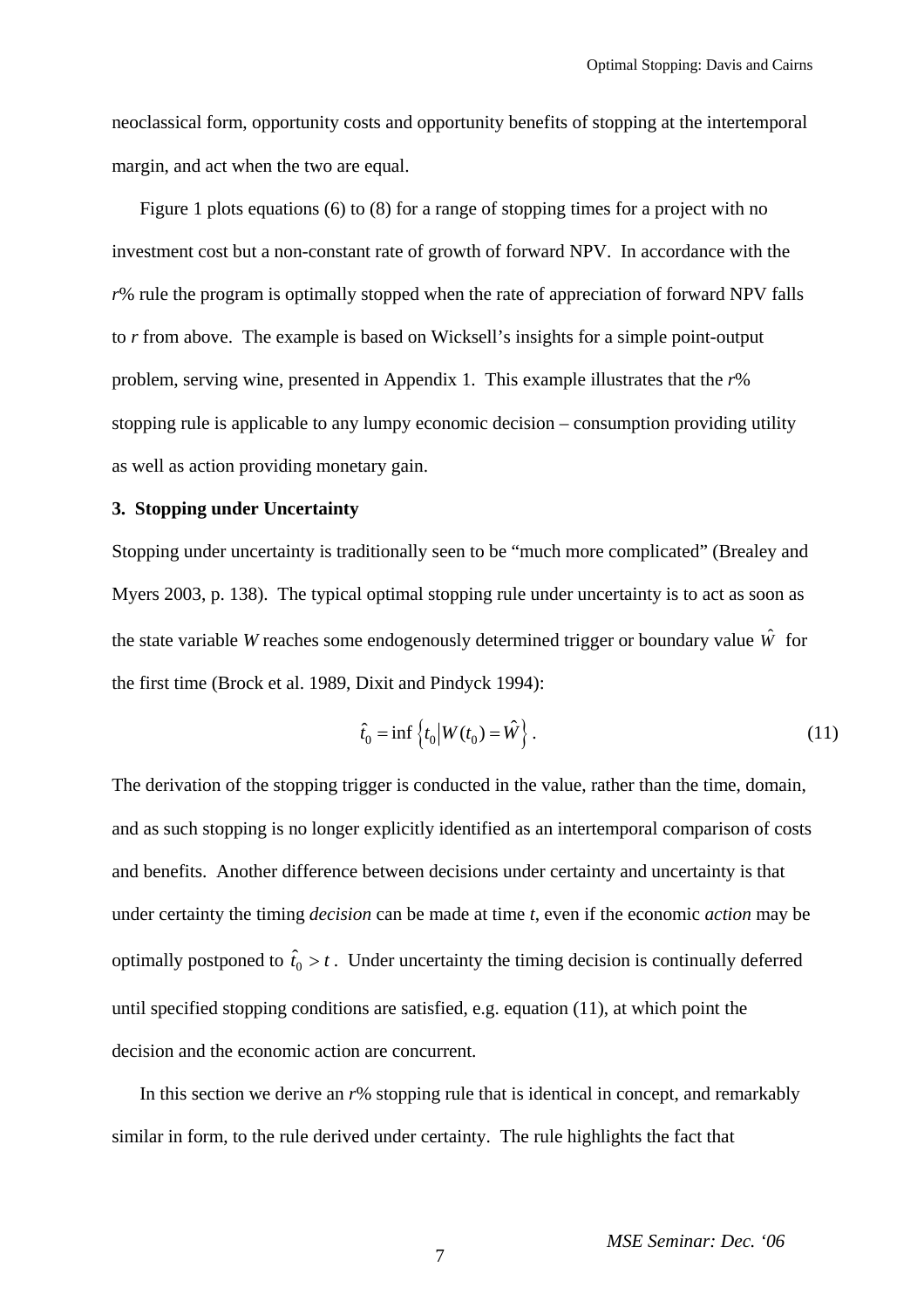neoclassical form, opportunity costs and opportunity benefits of stopping at the intertemporal margin, and act when the two are equal.

Figure 1 plots equations (6) to (8) for a range of stopping times for a project with no investment cost but a non-constant rate of growth of forward NPV. In accordance with the *r*% rule the program is optimally stopped when the rate of appreciation of forward NPV falls to *r* from above. The example is based on Wicksell's insights for a simple point-output problem, serving wine, presented in Appendix 1. This example illustrates that the *r*% stopping rule is applicable to any lumpy economic decision – consumption providing utility as well as action providing monetary gain.

### 3. Stopping under Uncertainty

Stopping under uncertainty is traditionally seen to be "much more complicated" (Brealey and Myers 2003, p. 138). The typical optimal stopping rule under uncertainty is to act as soon as the state variable $W$ reaches some endogenously determined trigger or boundary value $\hat{W}$ for the first time (Brock et al. 1989, Dixit and Pindyck 1994):

$$\hat{t}_0 = \inf \left\{ t_0 \middle| W(t_0) = \hat{W} \right\}. \tag{11}$$

The derivation of the stopping trigger is conducted in the value, rather than the time, domain, and as such stopping is no longer explicitly identified as an intertemporal comparison of costs and benefits. Another difference between decisions under certainty and uncertainty is that under certainty the timing *decision* can be made at time $t$, even if the economic *action* may be optimally postponed to $\hat{t}_0 > t$. Under uncertainty the timing decision is continually deferred until specified stopping conditions are satisfied, e.g. equation (11), at which point the decision and the economic action are concurrent.

In this section we derive an *r*% stopping rule that is identical in concept, and remarkably similar in form, to the rule derived under certainty. The rule highlights the fact that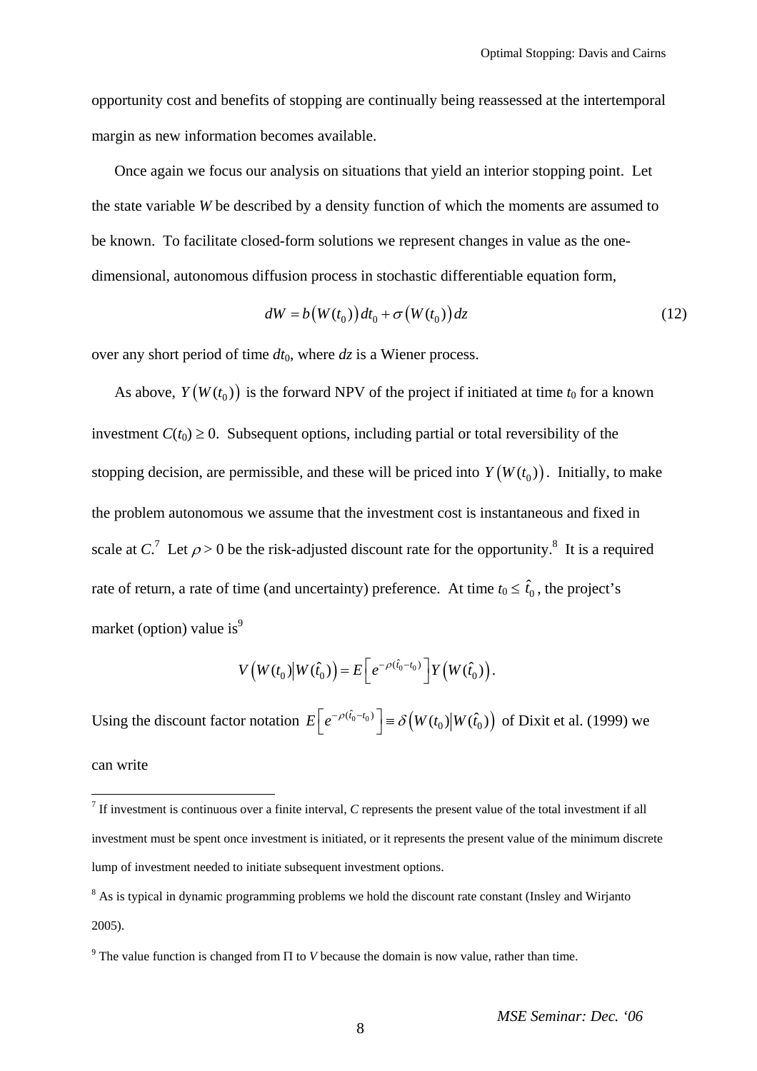opportunity cost and benefits of stopping are continually being reassessed at the intertemporal margin as new information becomes available.

Once again we focus our analysis on situations that yield an interior stopping point. Let the state variable $W$ be described by a density function of which the moments are assumed to be known. To facilitate closed-form solutions we represent changes in value as the one-dimensional, autonomous diffusion process in stochastic differentiable equation form,

$$dW = b\left(W(t_0)\right)dt_0 + \sigma\left(W(t_0)\right)dz \tag{12}$$

over any short period of time $dt_0$, where $dz$ is a Wiener process.

As above, $Y\left(W(t_0)\right)$ is the forward NPV of the project if initiated at time $t_0$ for a known investment $C(t_0) \geq 0$. Subsequent options, including partial or total reversibility of the stopping decision, are permissible, and these will be priced into $Y\left(W(t_0)\right)$. Initially, to make the problem autonomous we assume that the investment cost is instantaneous and fixed in scale at $C$.[7] Let $\rho > 0$ be the risk-adjusted discount rate for the opportunity.[8] It is a required rate of return, a rate of time (and uncertainty) preference. At time $t_0 \leq \hat{t}_0$, the project's market (option) value is[9]

$$V\left(W(t_0)\middle|W(\hat{t}_0)\right) = E\left[e^{-\rho(\hat{t}_0 - t_0)}\right]Y\left(W(\hat{t}_0)\right).$$

Using the discount factor notation $E\left[e^{-\rho(\hat{t}_0 - t_0)}\right] \equiv \delta\left(W(t_0)\middle|W(\hat{t}_0)\right)$ of Dixit et al. (1999) we can write

---

[7] If investment is continuous over a finite interval, $C$ represents the present value of the total investment if all investment must be spent once investment is initiated, or it represents the present value of the minimum discrete lump of investment needed to initiate subsequent investment options.

[8] As is typical in dynamic programming problems we hold the discount rate constant (Insley and Wirjanto 2005).

[9] The value function is changed from $\Pi$ to $V$ because the domain is now value, rather than time.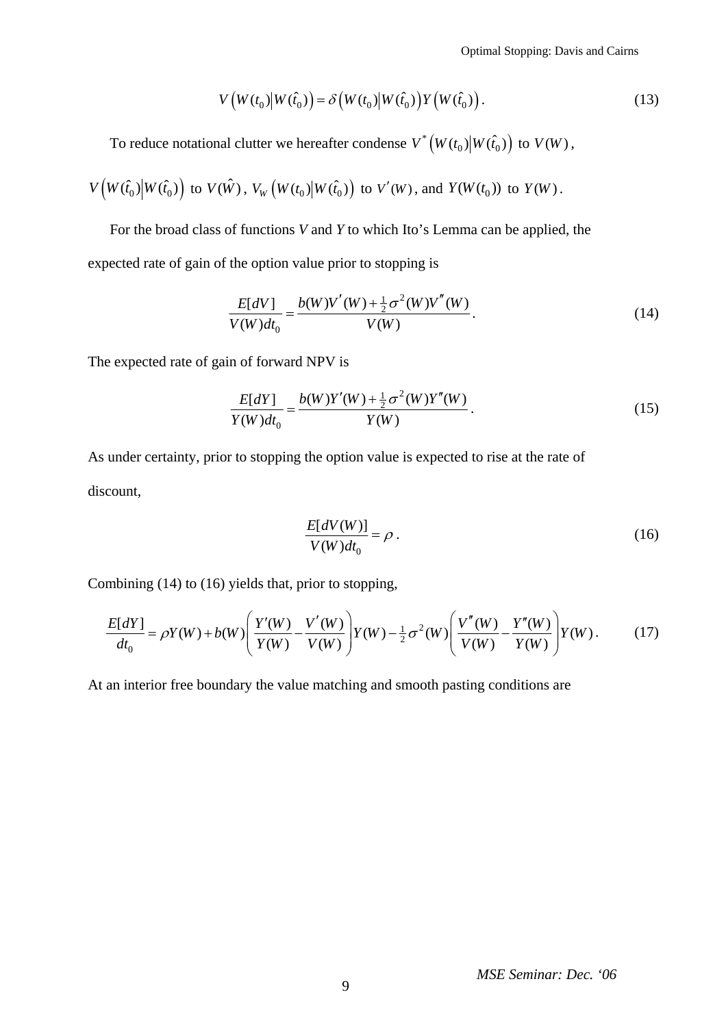$$V\left(W(t_0)\middle|W(\hat{t}_0)\right) = \delta\left(W(t_0)\middle|W(\hat{t}_0)\right)Y\left(W(\hat{t}_0)\right). \tag{13}$$

To reduce notational clutter we hereafter condense $V^*\left(W(t_0)\middle|W(\hat{t}_0)\right)$ to $V(W)$, $V\left(W(\hat{t}_0)\middle|W(\hat{t}_0)\right)$ to $V(\hat{W})$, $V_W\left(W(t_0)\middle|W(\hat{t}_0)\right)$ to $V'(W)$, and $Y(W(t_0))$ to $Y(W)$.

For the broad class of functions *V* and *Y* to which Ito's Lemma can be applied, the expected rate of gain of the option value prior to stopping is

$$\frac{E[dV]}{V(W)dt_0} = \frac{b(W)V'(W) + \frac{1}{2}\sigma^2(W)V''(W)}{V(W)}. \tag{14}$$

The expected rate of gain of forward NPV is

$$\frac{E[dY]}{Y(W)dt_0} = \frac{b(W)Y'(W) + \frac{1}{2}\sigma^2(W)Y''(W)}{Y(W)}. \tag{15}$$

As under certainty, prior to stopping the option value is expected to rise at the rate of discount,

$$\frac{E[dV(W)]}{V(W)dt_0} = \rho. \tag{16}$$

Combining (14) to (16) yields that, prior to stopping,

$$\frac{E[dY]}{dt_0} = \rho Y(W) + b(W)\left(\frac{Y'(W)}{Y(W)} - \frac{V'(W)}{V(W)}\right)Y(W) - \frac{1}{2}\sigma^2(W)\left(\frac{V''(W)}{V(W)} - \frac{Y''(W)}{Y(W)}\right)Y(W). \tag{17}$$

At an interior free boundary the value matching and smooth pasting conditions are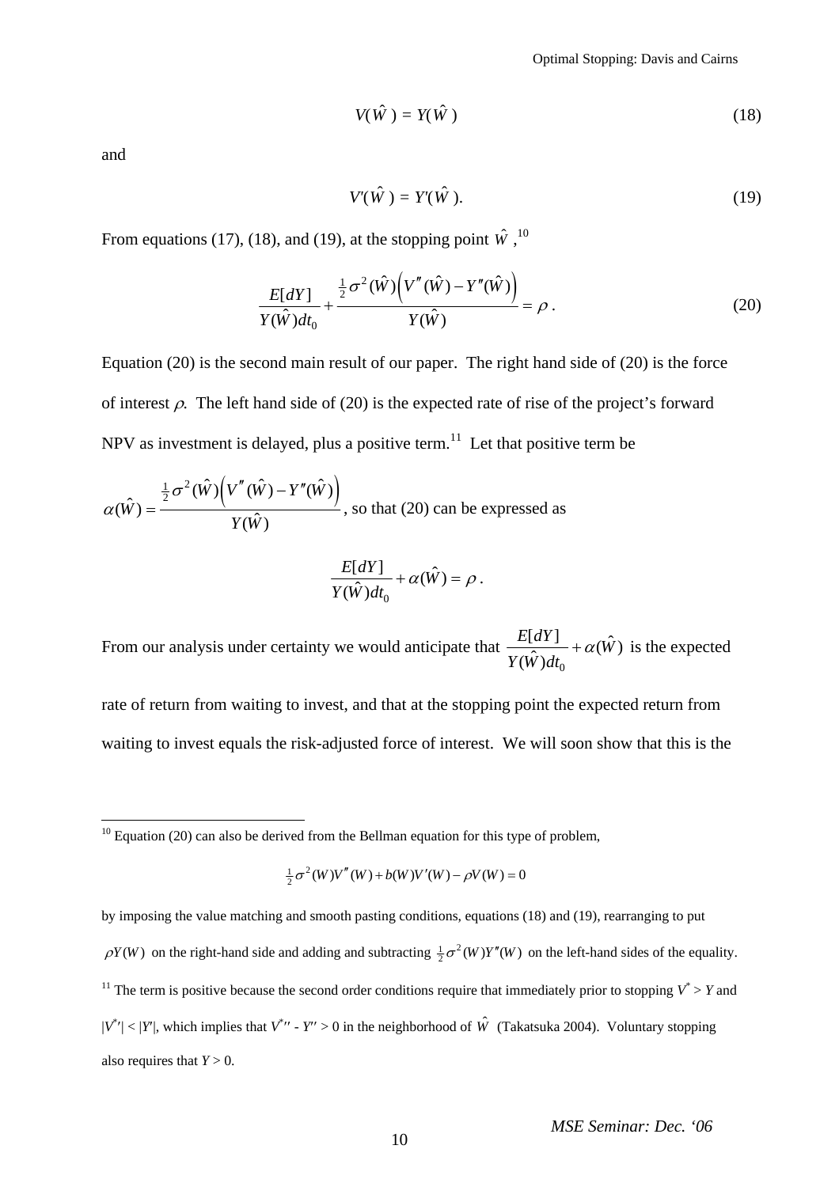$$V(\hat{W}) = Y(\hat{W}) \tag{18}$$

and

$$V'(\hat{W}) = Y'(\hat{W}). \tag{19}$$

From equations (17), (18), and (19), at the stopping point $\hat{W}$,[10]

$$\frac{E[dY]}{Y(\hat{W})dt_0} + \frac{\frac{1}{2}\sigma^2(\hat{W})\left(V''(\hat{W}) - Y''(\hat{W})\right)}{Y(\hat{W})} = \rho\,. \tag{20}$$

Equation (20) is the second main result of our paper. The right hand side of (20) is the force of interest $\rho$. The left hand side of (20) is the expected rate of rise of the project's forward NPV as investment is delayed, plus a positive term.[11] Let that positive term be

$\alpha(\hat{W}) = \dfrac{\frac{1}{2}\sigma^2(\hat{W})\left(V''(\hat{W}) - Y''(\hat{W})\right)}{Y(\hat{W})}$, so that (20) can be expressed as

$$\frac{E[dY]}{Y(\hat{W})dt_0} + \alpha(\hat{W}) = \rho\,.$$

From our analysis under certainty we would anticipate that $\dfrac{E[dY]}{Y(\hat{W})dt_0} + \alpha(\hat{W})$ is the expected rate of return from waiting to invest, and that at the stopping point the expected return from waiting to invest equals the risk-adjusted force of interest. We will soon show that this is the

---

[10] Equation (20) can also be derived from the Bellman equation for this type of problem,

$$\tfrac{1}{2}\sigma^2(W)V''(W) + b(W)V'(W) - \rho V(W) = 0$$

by imposing the value matching and smooth pasting conditions, equations (18) and (19), rearranging to put $\rho Y(W)$ on the right-hand side and adding and subtracting $\frac{1}{2}\sigma^2(W)Y''(W)$ on the left-hand sides of the equality.

[11] The term is positive because the second order conditions require that immediately prior to stopping $V^* > Y$ and $|V^{*\prime}| < |Y'|$, which implies that $V^{*\prime\prime} - Y'' > 0$ in the neighborhood of $\hat{W}$ (Takatsuka 2004). Voluntary stopping also requires that $Y > 0$.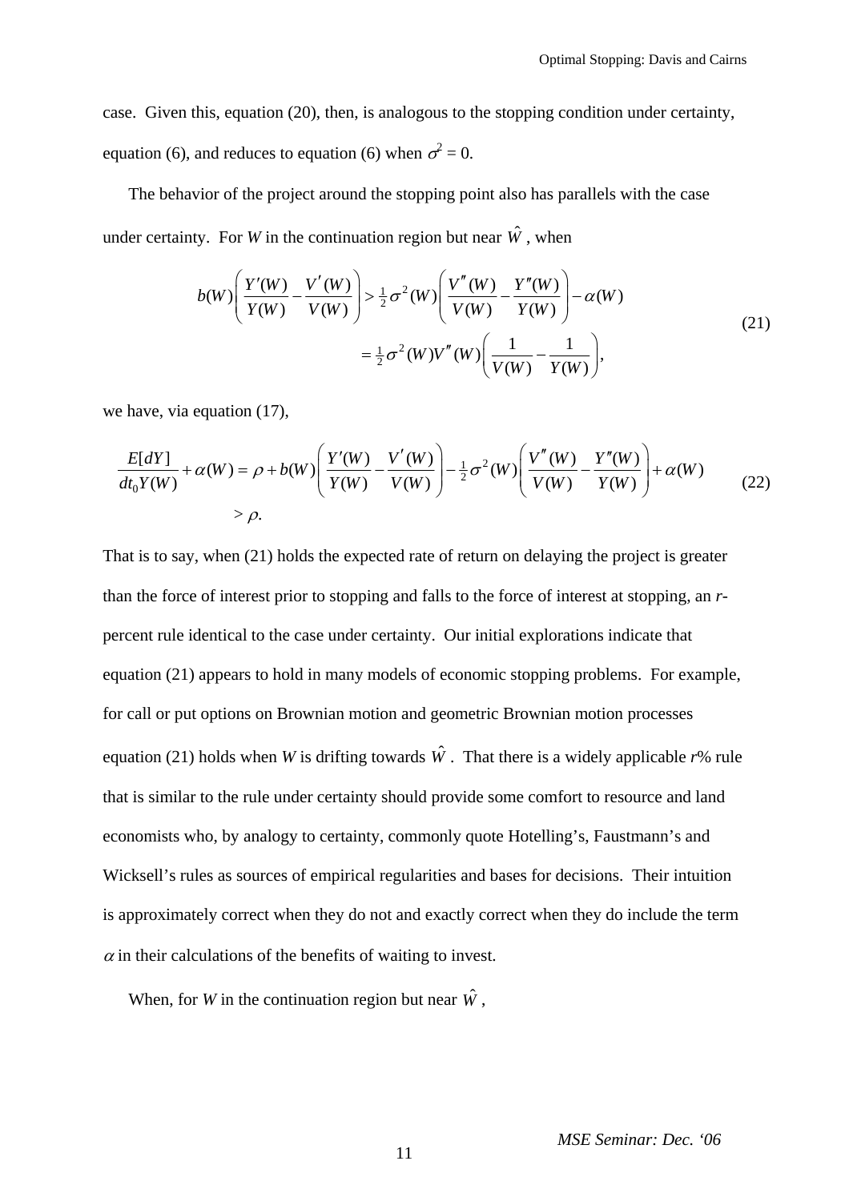case. Given this, equation (20), then, is analogous to the stopping condition under certainty, equation (6), and reduces to equation (6) when $\sigma^2 = 0$.

The behavior of the project around the stopping point also has parallels with the case under certainty. For $W$ in the continuation region but near $\hat{W}$, when

$$
\begin{aligned}
b(W)\left(\frac{Y'(W)}{Y(W)} - \frac{V'(W)}{V(W)}\right) &> \tfrac{1}{2}\sigma^2(W)\left(\frac{V''(W)}{V(W)} - \frac{Y''(W)}{Y(W)}\right) - \alpha(W) \\
&= \tfrac{1}{2}\sigma^2(W)V''(W)\left(\frac{1}{V(W)} - \frac{1}{Y(W)}\right),
\end{aligned}
\tag{21}
$$

we have, via equation (17),

$$
\begin{aligned}
\frac{E[dY]}{dt_0 Y(W)} + \alpha(W) &= \rho + b(W)\left(\frac{Y'(W)}{Y(W)} - \frac{V'(W)}{V(W)}\right) - \tfrac{1}{2}\sigma^2(W)\left(\frac{V''(W)}{V(W)} - \frac{Y''(W)}{Y(W)}\right) + \alpha(W) \\
&> \rho.
\end{aligned}
\tag{22}
$$

That is to say, when (21) holds the expected rate of return on delaying the project is greater than the force of interest prior to stopping and falls to the force of interest at stopping, an *r*-percent rule identical to the case under certainty. Our initial explorations indicate that equation (21) appears to hold in many models of economic stopping problems. For example, for call or put options on Brownian motion and geometric Brownian motion processes equation (21) holds when $W$ is drifting towards $\hat{W}$. That there is a widely applicable *r*% rule that is similar to the rule under certainty should provide some comfort to resource and land economists who, by analogy to certainty, commonly quote Hotelling's, Faustmann's and Wicksell's rules as sources of empirical regularities and bases for decisions. Their intuition is approximately correct when they do not and exactly correct when they do include the term $\alpha$ in their calculations of the benefits of waiting to invest.

When, for $W$ in the continuation region but near $\hat{W}$,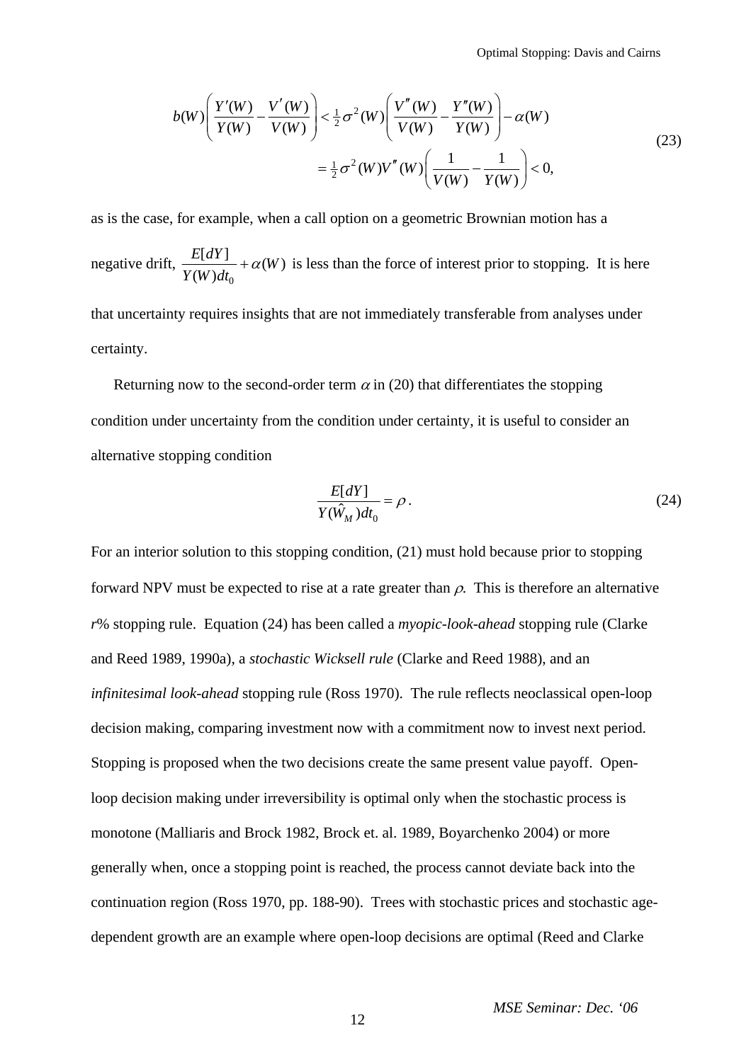$$b(W)\left(\frac{Y'(W)}{Y(W)}-\frac{V'(W)}{V(W)}\right)<\tfrac{1}{2}\sigma^2(W)\left(\frac{V''(W)}{V(W)}-\frac{Y''(W)}{Y(W)}\right)-\alpha(W)$$
$$=\tfrac{1}{2}\sigma^2(W)V''(W)\left(\frac{1}{V(W)}-\frac{1}{Y(W)}\right)<0, \tag{23}$$

as is the case, for example, when a call option on a geometric Brownian motion has a negative drift, $\dfrac{E[dY]}{Y(W)dt_0}+\alpha(W)$ is less than the force of interest prior to stopping. It is here that uncertainty requires insights that are not immediately transferable from analyses under certainty.

Returning now to the second-order term $\alpha$ in (20) that differentiates the stopping condition under uncertainty from the condition under certainty, it is useful to consider an alternative stopping condition

$$\frac{E[dY]}{Y(\hat{W}_M)dt_0}=\rho\,. \tag{24}$$

For an interior solution to this stopping condition, (21) must hold because prior to stopping forward NPV must be expected to rise at a rate greater than $\rho$. This is therefore an alternative *r%* stopping rule. Equation (24) has been called a *myopic-look-ahead* stopping rule (Clarke and Reed 1989, 1990a), a *stochastic Wicksell rule* (Clarke and Reed 1988), and an *infinitesimal look-ahead* stopping rule (Ross 1970). The rule reflects neoclassical open-loop decision making, comparing investment now with a commitment now to invest next period. Stopping is proposed when the two decisions create the same present value payoff. Open-loop decision making under irreversibility is optimal only when the stochastic process is monotone (Malliaris and Brock 1982, Brock et. al. 1989, Boyarchenko 2004) or more generally when, once a stopping point is reached, the process cannot deviate back into the continuation region (Ross 1970, pp. 188-90). Trees with stochastic prices and stochastic age-dependent growth are an example where open-loop decisions are optimal (Reed and Clarke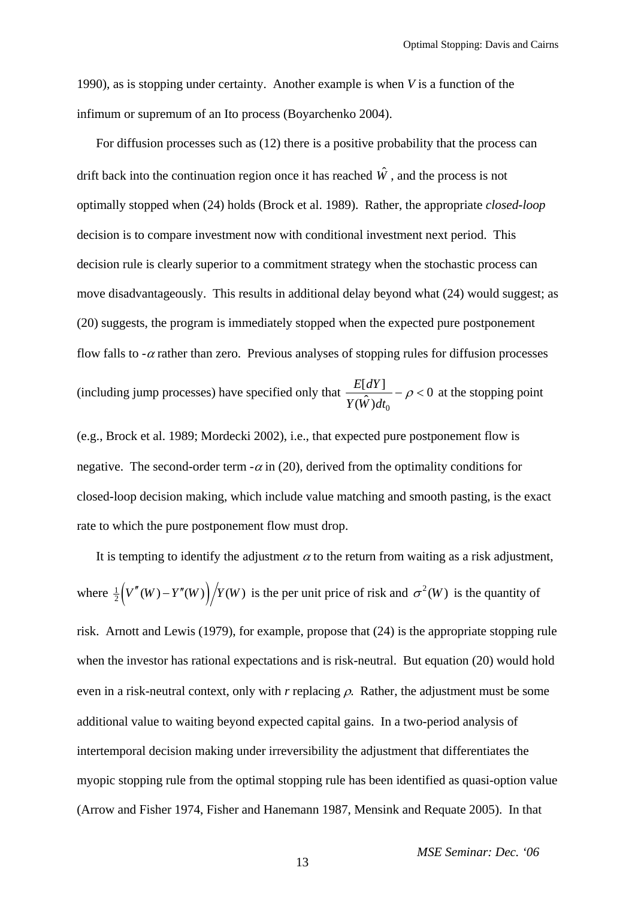1990), as is stopping under certainty. Another example is when $V$ is a function of the infimum or supremum of an Ito process (Boyarchenko 2004).

For diffusion processes such as (12) there is a positive probability that the process can drift back into the continuation region once it has reached $\hat{W}$, and the process is not optimally stopped when (24) holds (Brock et al. 1989). Rather, the appropriate *closed-loop* decision is to compare investment now with conditional investment next period. This decision rule is clearly superior to a commitment strategy when the stochastic process can move disadvantageously. This results in additional delay beyond what (24) would suggest; as (20) suggests, the program is immediately stopped when the expected pure postponement flow falls to $-\alpha$ rather than zero. Previous analyses of stopping rules for diffusion processes (including jump processes) have specified only that $\frac{E[dY]}{Y(\hat{W})dt_0} - \rho < 0$ at the stopping point (e.g., Brock et al. 1989; Mordecki 2002), i.e., that expected pure postponement flow is negative. The second-order term $-\alpha$ in (20), derived from the optimality conditions for closed-loop decision making, which include value matching and smooth pasting, is the exact rate to which the pure postponement flow must drop.

It is tempting to identify the adjustment $\alpha$ to the return from waiting as a risk adjustment, where $\frac{1}{2}\Big(V''(W) - Y''(W)\Big)\Big/Y(W)$ is the per unit price of risk and $\sigma^2(W)$ is the quantity of risk. Arnott and Lewis (1979), for example, propose that (24) is the appropriate stopping rule when the investor has rational expectations and is risk-neutral. But equation (20) would hold even in a risk-neutral context, only with $r$ replacing $\rho$. Rather, the adjustment must be some additional value to waiting beyond expected capital gains. In a two-period analysis of intertemporal decision making under irreversibility the adjustment that differentiates the myopic stopping rule from the optimal stopping rule has been identified as quasi-option value (Arrow and Fisher 1974, Fisher and Hanemann 1987, Mensink and Requate 2005). In that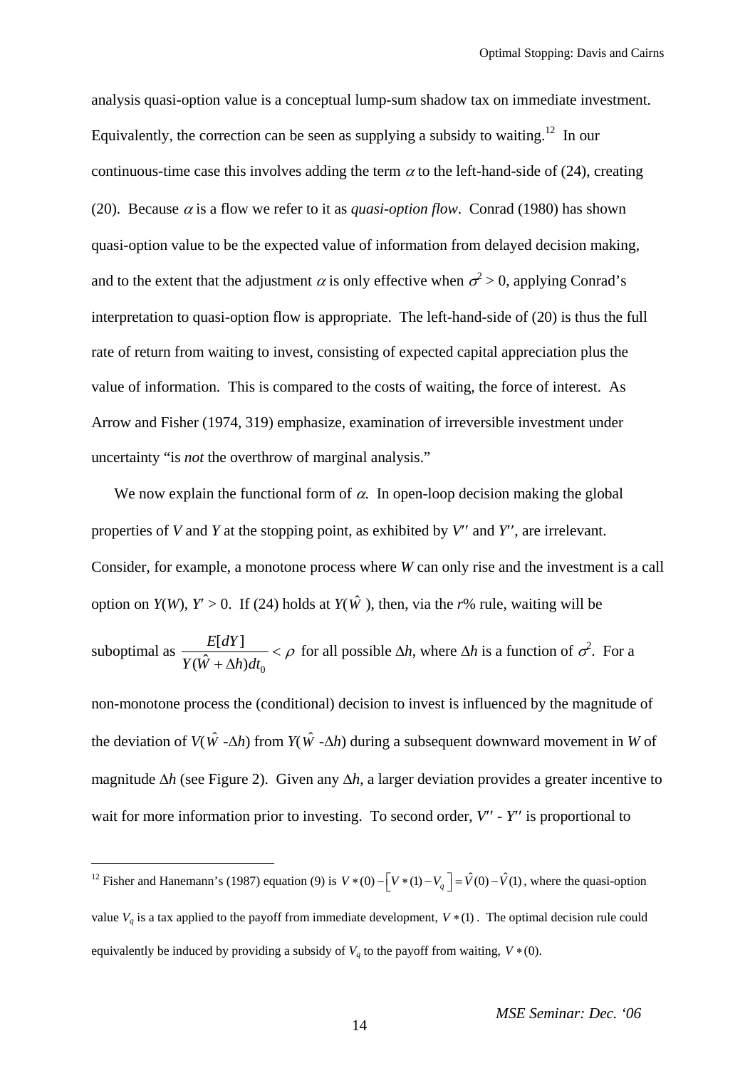analysis quasi-option value is a conceptual lump-sum shadow tax on immediate investment. Equivalently, the correction can be seen as supplying a subsidy to waiting.[12] In our continuous-time case this involves adding the term $\alpha$ to the left-hand-side of (24), creating (20). Because $\alpha$ is a flow we refer to it as *quasi-option flow*. Conrad (1980) has shown quasi-option value to be the expected value of information from delayed decision making, and to the extent that the adjustment $\alpha$ is only effective when $\sigma^2 > 0$, applying Conrad's interpretation to quasi-option flow is appropriate. The left-hand-side of (20) is thus the full rate of return from waiting to invest, consisting of expected capital appreciation plus the value of information. This is compared to the costs of waiting, the force of interest. As Arrow and Fisher (1974, 319) emphasize, examination of irreversible investment under uncertainty "is *not* the overthrow of marginal analysis."

We now explain the functional form of $\alpha$. In open-loop decision making the global properties of $V$ and $Y$ at the stopping point, as exhibited by $V''$ and $Y''$, are irrelevant. Consider, for example, a monotone process where $W$ can only rise and the investment is a call option on $Y(W)$, $Y' > 0$. If (24) holds at $Y(\hat{W})$, then, via the $r$% rule, waiting will be suboptimal as $\dfrac{E[dY]}{Y(\hat{W}+\Delta h)dt_0} < \rho$ for all possible $\Delta h$, where $\Delta h$ is a function of $\sigma^2$. For a non-monotone process the (conditional) decision to invest is influenced by the magnitude of the deviation of $V(\hat{W}-\Delta h)$ from $Y(\hat{W}-\Delta h)$ during a subsequent downward movement in $W$ of magnitude $\Delta h$ (see Figure 2). Given any $\Delta h$, a larger deviation provides a greater incentive to wait for more information prior to investing. To second order, $V'' - Y''$ is proportional to

---

[12] Fisher and Hanemann's (1987) equation (9) is $V*(0) - \left[V*(1) - V_q\right] = \hat{V}(0) - \hat{V}(1)$, where the quasi-option value $V_q$ is a tax applied to the payoff from immediate development, $V*(1)$. The optimal decision rule could equivalently be induced by providing a subsidy of $V_q$ to the payoff from waiting, $V*(0)$.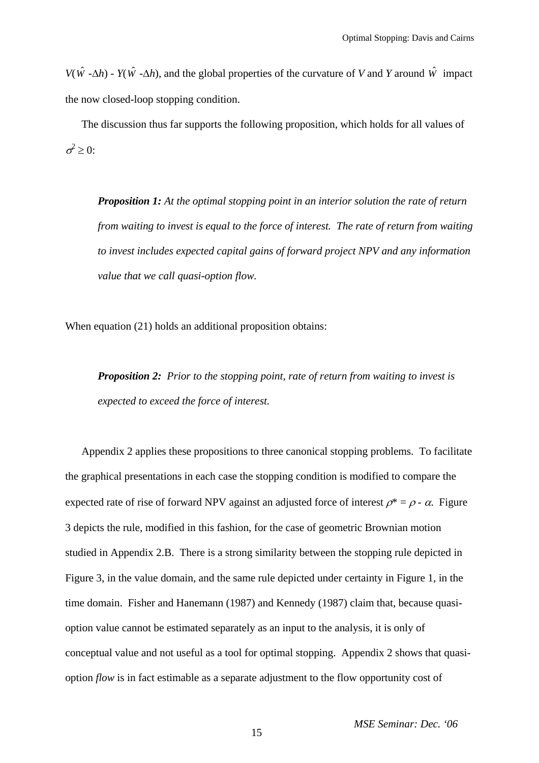$V(\hat{W} - \Delta h) - Y(\hat{W} - \Delta h)$, and the global properties of the curvature of $V$ and $Y$ around $\hat{W}$ impact the now closed-loop stopping condition.

The discussion thus far supports the following proposition, which holds for all values of $\sigma^2 \geq 0$:

> ***Proposition 1:*** *At the optimal stopping point in an interior solution the rate of return from waiting to invest is equal to the force of interest. The rate of return from waiting to invest includes expected capital gains of forward project NPV and any information value that we call quasi-option flow.*

When equation (21) holds an additional proposition obtains:

> ***Proposition 2:*** *Prior to the stopping point, rate of return from waiting to invest is expected to exceed the force of interest.*

Appendix 2 applies these propositions to three canonical stopping problems. To facilitate the graphical presentations in each case the stopping condition is modified to compare the expected rate of rise of forward NPV against an adjusted force of interest $\rho^* = \rho - \alpha$. Figure 3 depicts the rule, modified in this fashion, for the case of geometric Brownian motion studied in Appendix 2.B. There is a strong similarity between the stopping rule depicted in Figure 3, in the value domain, and the same rule depicted under certainty in Figure 1, in the time domain. Fisher and Hanemann (1987) and Kennedy (1987) claim that, because quasi-option value cannot be estimated separately as an input to the analysis, it is only of conceptual value and not useful as a tool for optimal stopping. Appendix 2 shows that quasi-option *flow* is in fact estimable as a separate adjustment to the flow opportunity cost of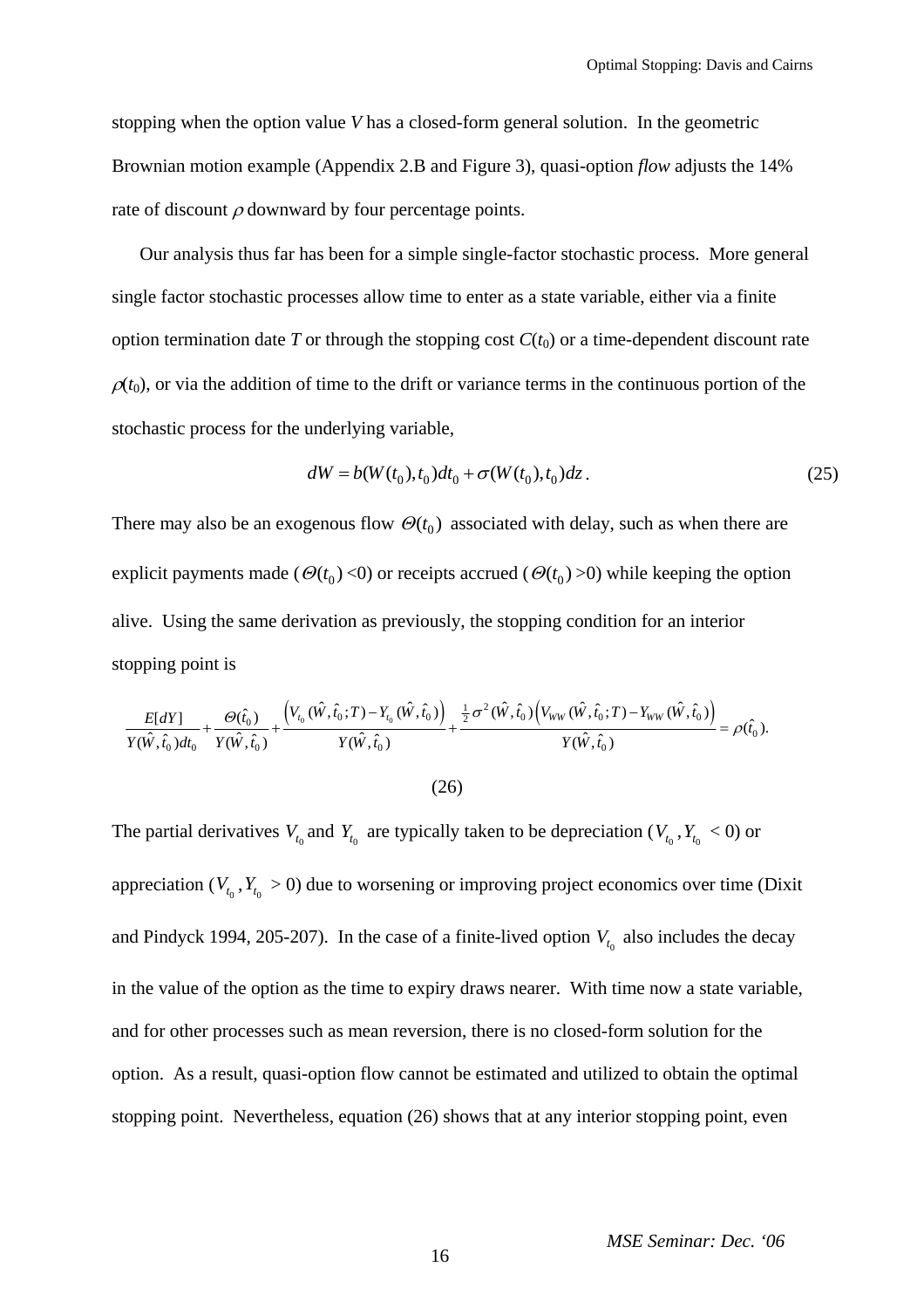stopping when the option value $V$ has a closed-form general solution. In the geometric Brownian motion example (Appendix 2.B and Figure 3), quasi-option *flow* adjusts the 14% rate of discount $\rho$ downward by four percentage points.

Our analysis thus far has been for a simple single-factor stochastic process. More general single factor stochastic processes allow time to enter as a state variable, either via a finite option termination date $T$ or through the stopping cost $C(t_0)$ or a time-dependent discount rate $\rho(t_0)$, or via the addition of time to the drift or variance terms in the continuous portion of the stochastic process for the underlying variable,

$$dW = b(W(t_0), t_0)dt_0 + \sigma(W(t_0), t_0)dz. \tag{25}$$

There may also be an exogenous flow $\Theta(t_0)$ associated with delay, such as when there are explicit payments made ($\Theta(t_0)$ <0) or receipts accrued ($\Theta(t_0)$ >0) while keeping the option alive. Using the same derivation as previously, the stopping condition for an interior stopping point is

$$\frac{E[dY]}{Y(\hat{W},\hat{t}_0)dt_0} + \frac{\Theta(\hat{t}_0)}{Y(\hat{W},\hat{t}_0)} + \frac{\left(V_{t_0}(\hat{W},\hat{t}_0;T) - Y_{t_0}(\hat{W},\hat{t}_0)\right)}{Y(\hat{W},\hat{t}_0)} + \frac{\frac{1}{2}\sigma^2(\hat{W},\hat{t}_0)\left(V_{WW}(\hat{W},\hat{t}_0;T) - Y_{WW}(\hat{W},\hat{t}_0)\right)}{Y(\hat{W},\hat{t}_0)} = \rho(\hat{t}_0). \tag{26}$$

The partial derivatives $V_{t_0}$ and $Y_{t_0}$ are typically taken to be depreciation ($V_{t_0}, Y_{t_0}$ < 0) or appreciation ($V_{t_0}, Y_{t_0}$ > 0) due to worsening or improving project economics over time (Dixit and Pindyck 1994, 205-207). In the case of a finite-lived option $V_{t_0}$ also includes the decay in the value of the option as the time to expiry draws nearer. With time now a state variable, and for other processes such as mean reversion, there is no closed-form solution for the option. As a result, quasi-option flow cannot be estimated and utilized to obtain the optimal stopping point. Nevertheless, equation (26) shows that at any interior stopping point, even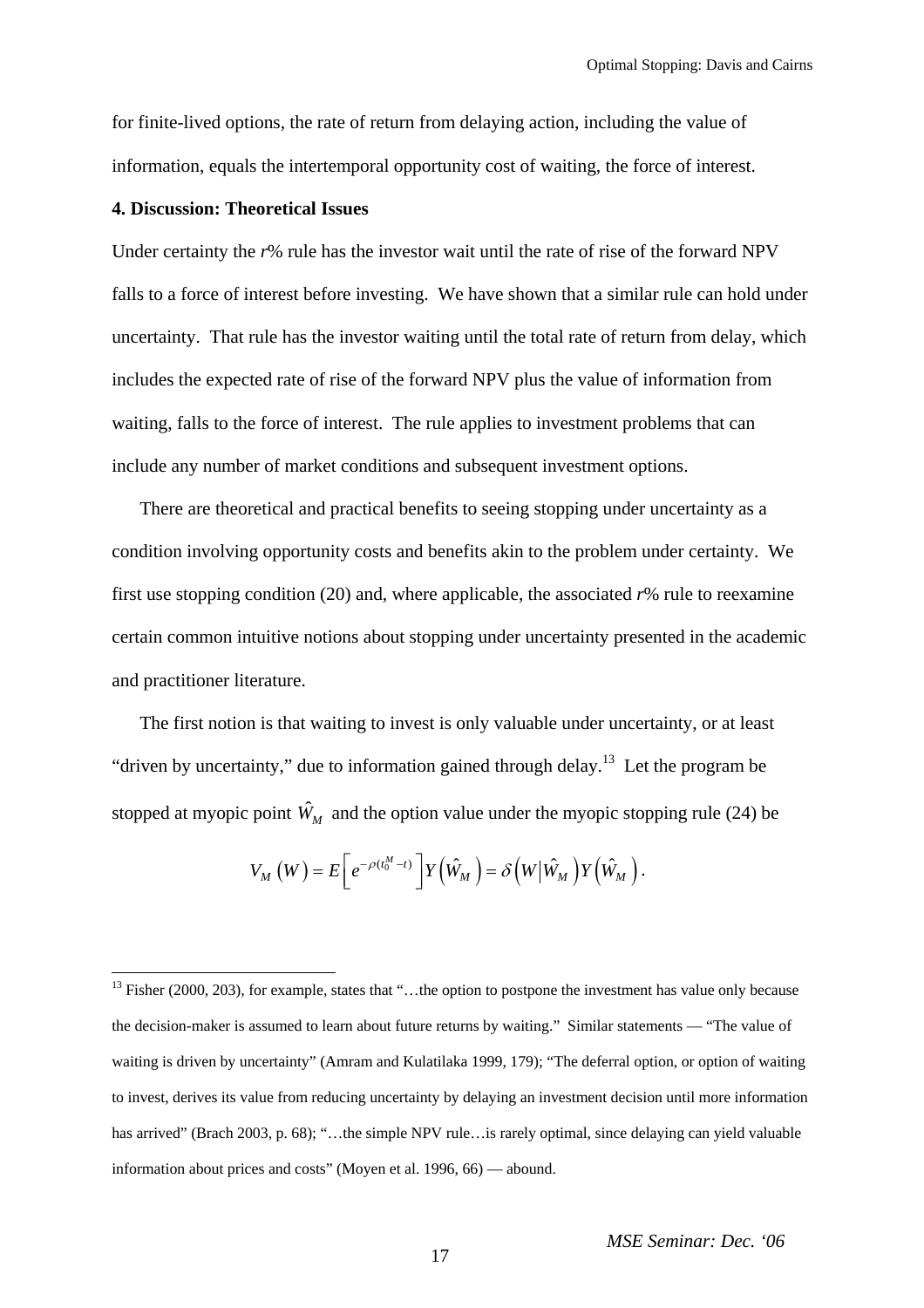for finite-lived options, the rate of return from delaying action, including the value of information, equals the intertemporal opportunity cost of waiting, the force of interest.

**4. Discussion: Theoretical Issues**

Under certainty the *r*% rule has the investor wait until the rate of rise of the forward NPV falls to a force of interest before investing. We have shown that a similar rule can hold under uncertainty. That rule has the investor waiting until the total rate of return from delay, which includes the expected rate of rise of the forward NPV plus the value of information from waiting, falls to the force of interest. The rule applies to investment problems that can include any number of market conditions and subsequent investment options.

There are theoretical and practical benefits to seeing stopping under uncertainty as a condition involving opportunity costs and benefits akin to the problem under certainty. We first use stopping condition (20) and, where applicable, the associated *r*% rule to reexamine certain common intuitive notions about stopping under uncertainty presented in the academic and practitioner literature.

The first notion is that waiting to invest is only valuable under uncertainty, or at least "driven by uncertainty," due to information gained through delay.[13] Let the program be stopped at myopic point $\hat{W}_M$ and the option value under the myopic stopping rule (24) be

$$V_M\left(W\right) = E\left[e^{-\rho\left(t_0^M - t\right)}\right] Y\left(\hat{W}_M\right) = \delta\left(W \middle| \hat{W}_M\right) Y\left(\hat{W}_M\right).$$

[13] Fisher (2000, 203), for example, states that "…the option to postpone the investment has value only because the decision-maker is assumed to learn about future returns by waiting." Similar statements — "The value of waiting is driven by uncertainty" (Amram and Kulatilaka 1999, 179); "The deferral option, or option of waiting to invest, derives its value from reducing uncertainty by delaying an investment decision until more information has arrived" (Brach 2003, p. 68); "…the simple NPV rule…is rarely optimal, since delaying can yield valuable information about prices and costs" (Moyen et al. 1996, 66) — abound.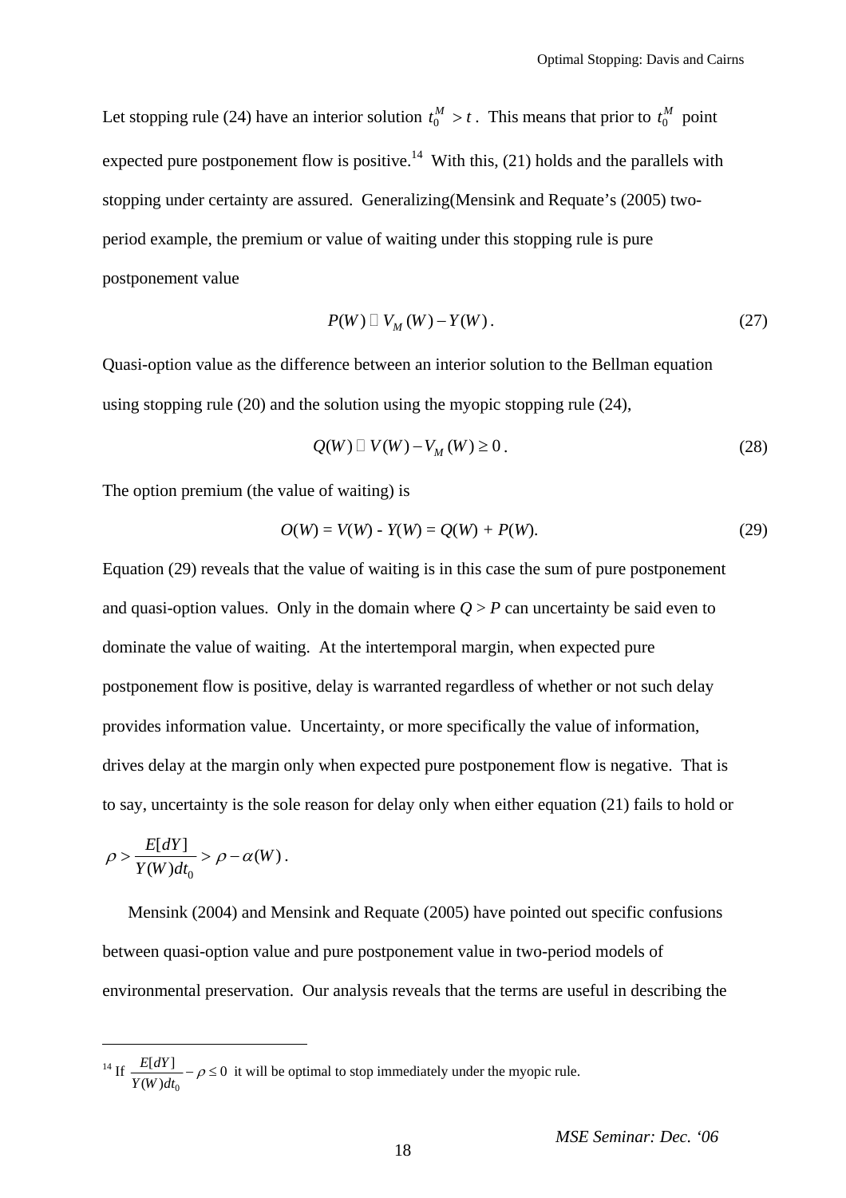Let stopping rule (24) have an interior solution $t_0^M > t$. This means that prior to $t_0^M$ point expected pure postponement flow is positive.[14] With this, (21) holds and the parallels with stopping under certainty are assured. Generalizing(Mensink and Requate's (2005) two-period example, the premium or value of waiting under this stopping rule is pure postponement value

$$P(W) \equiv V_M(W) - Y(W). \tag{27}$$

Quasi-option value as the difference between an interior solution to the Bellman equation using stopping rule (20) and the solution using the myopic stopping rule (24),

$$Q(W) \equiv V(W) - V_M(W) \geq 0. \tag{28}$$

The option premium (the value of waiting) is

$$O(W) = V(W) - Y(W) = Q(W) + P(W). \tag{29}$$

Equation (29) reveals that the value of waiting is in this case the sum of pure postponement and quasi-option values. Only in the domain where $Q > P$ can uncertainty be said even to dominate the value of waiting. At the intertemporal margin, when expected pure postponement flow is positive, delay is warranted regardless of whether or not such delay provides information value. Uncertainty, or more specifically the value of information, drives delay at the margin only when expected pure postponement flow is negative. That is to say, uncertainty is the sole reason for delay only when either equation (21) fails to hold or

$\rho > \dfrac{E[dY]}{Y(W)dt_0} > \rho - \alpha(W)$.

Mensink (2004) and Mensink and Requate (2005) have pointed out specific confusions between quasi-option value and pure postponement value in two-period models of environmental preservation. Our analysis reveals that the terms are useful in describing the

---

[14] If $\dfrac{E[dY]}{Y(W)dt_0} - \rho \leq 0$ it will be optimal to stop immediately under the myopic rule.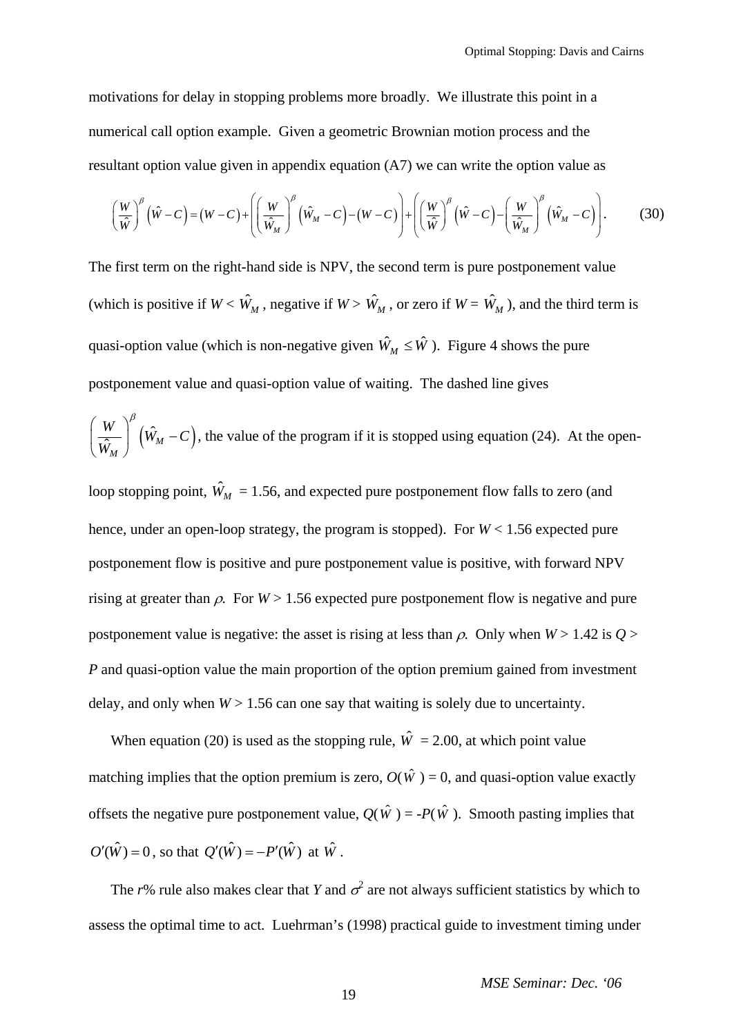motivations for delay in stopping problems more broadly. We illustrate this point in a numerical call option example. Given a geometric Brownian motion process and the resultant option value given in appendix equation (A7) we can write the option value as

$$\left(\frac{W}{\hat{W}}\right)^{\beta}\left(\hat{W}-C\right)=\left(W-C\right)+\left(\left(\frac{W}{\hat{W}_M}\right)^{\beta}\left(\hat{W}_M-C\right)-\left(W-C\right)\right)+\left(\left(\frac{W}{\hat{W}}\right)^{\beta}\left(\hat{W}-C\right)-\left(\frac{W}{\hat{W}_M}\right)^{\beta}\left(\hat{W}_M-C\right)\right). \tag{30}$$

The first term on the right-hand side is NPV, the second term is pure postponement value (which is positive if $W < \hat{W}_M$, negative if $W > \hat{W}_M$, or zero if $W = \hat{W}_M$), and the third term is quasi-option value (which is non-negative given $\hat{W}_M \leq \hat{W}$). Figure 4 shows the pure postponement value and quasi-option value of waiting. The dashed line gives $\left(\frac{W}{\hat{W}_M}\right)^{\beta}\left(\hat{W}_M-C\right)$, the value of the program if it is stopped using equation (24). At the open-loop stopping point, $\hat{W}_M$ = 1.56, and expected pure postponement flow falls to zero (and hence, under an open-loop strategy, the program is stopped). For $W$ < 1.56 expected pure postponement flow is positive and pure postponement value is positive, with forward NPV rising at greater than $\rho$. For $W$ > 1.56 expected pure postponement flow is negative and pure postponement value is negative: the asset is rising at less than $\rho$. Only when $W$ > 1.42 is $Q$ > $P$ and quasi-option value the main proportion of the option premium gained from investment delay, and only when $W$ > 1.56 can one say that waiting is solely due to uncertainty.

When equation (20) is used as the stopping rule, $\hat{W}$ = 2.00, at which point value matching implies that the option premium is zero, $O(\hat{W}) = 0$, and quasi-option value exactly offsets the negative pure postponement value, $Q(\hat{W}) = -P(\hat{W})$. Smooth pasting implies that $O'(\hat{W}) = 0$, so that $Q'(\hat{W}) = -P'(\hat{W})$ at $\hat{W}$.

The $r$% rule also makes clear that $Y$ and $\sigma^2$ are not always sufficient statistics by which to assess the optimal time to act. Luehrman's (1998) practical guide to investment timing under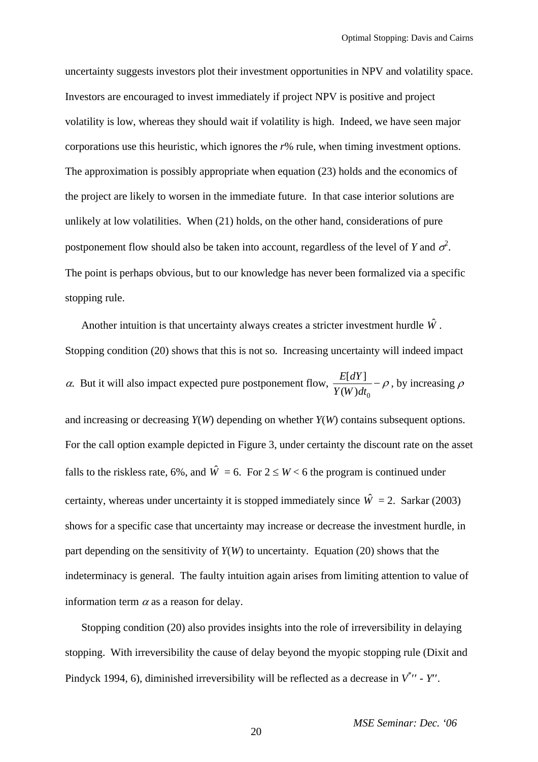uncertainty suggests investors plot their investment opportunities in NPV and volatility space. Investors are encouraged to invest immediately if project NPV is positive and project volatility is low, whereas they should wait if volatility is high. Indeed, we have seen major corporations use this heuristic, which ignores the *r*% rule, when timing investment options. The approximation is possibly appropriate when equation (23) holds and the economics of the project are likely to worsen in the immediate future. In that case interior solutions are unlikely at low volatilities. When (21) holds, on the other hand, considerations of pure postponement flow should also be taken into account, regardless of the level of $Y$ and $\sigma^2$. The point is perhaps obvious, but to our knowledge has never been formalized via a specific stopping rule.

Another intuition is that uncertainty always creates a stricter investment hurdle $\hat{W}$. Stopping condition (20) shows that this is not so. Increasing uncertainty will indeed impact $\alpha$. But it will also impact expected pure postponement flow, $\frac{E[dY]}{Y(W)dt_0} - \rho$, by increasing $\rho$ and increasing or decreasing $Y(W)$ depending on whether $Y(W)$ contains subsequent options. For the call option example depicted in Figure 3, under certainty the discount rate on the asset falls to the riskless rate, 6%, and $\hat{W} = 6$. For $2 \leq W < 6$ the program is continued under certainty, whereas under uncertainty it is stopped immediately since $\hat{W} = 2$. Sarkar (2003) shows for a specific case that uncertainty may increase or decrease the investment hurdle, in part depending on the sensitivity of $Y(W)$ to uncertainty. Equation (20) shows that the indeterminacy is general. The faulty intuition again arises from limiting attention to value of information term $\alpha$ as a reason for delay.

Stopping condition (20) also provides insights into the role of irreversibility in delaying stopping. With irreversibility the cause of delay beyond the myopic stopping rule (Dixit and Pindyck 1994, 6), diminished irreversibility will be reflected as a decrease in $V^{*\prime\prime} - Y^{\prime\prime}$.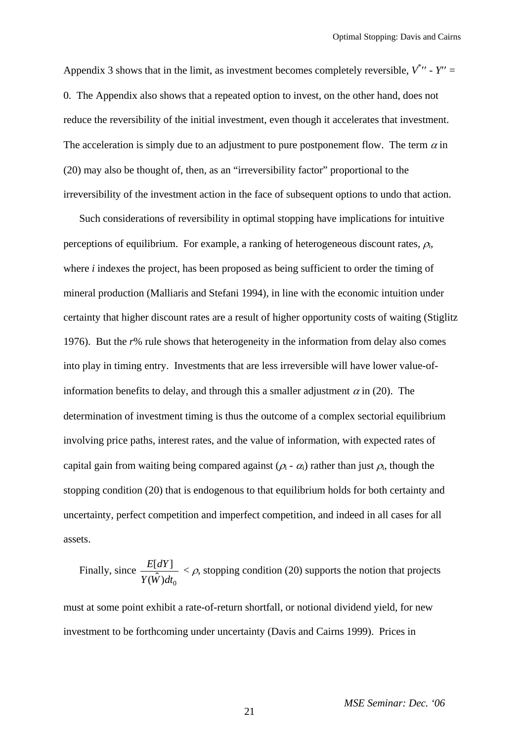Appendix 3 shows that in the limit, as investment becomes completely reversible, $V^{*\prime\prime} - Y^{\prime\prime} = 0$. The Appendix also shows that a repeated option to invest, on the other hand, does not reduce the reversibility of the initial investment, even though it accelerates that investment. The acceleration is simply due to an adjustment to pure postponement flow. The term $\alpha$ in (20) may also be thought of, then, as an "irreversibility factor" proportional to the irreversibility of the investment action in the face of subsequent options to undo that action.

Such considerations of reversibility in optimal stopping have implications for intuitive perceptions of equilibrium. For example, a ranking of heterogeneous discount rates, $\rho_i$, where *i* indexes the project, has been proposed as being sufficient to order the timing of mineral production (Malliaris and Stefani 1994), in line with the economic intuition under certainty that higher discount rates are a result of higher opportunity costs of waiting (Stiglitz 1976). But the *r*% rule shows that heterogeneity in the information from delay also comes into play in timing entry. Investments that are less irreversible will have lower value-of-information benefits to delay, and through this a smaller adjustment $\alpha$ in (20). The determination of investment timing is thus the outcome of a complex sectorial equilibrium involving price paths, interest rates, and the value of information, with expected rates of capital gain from waiting being compared against ($\rho_i - \alpha_i$) rather than just $\rho_i$, though the stopping condition (20) that is endogenous to that equilibrium holds for both certainty and uncertainty, perfect competition and imperfect competition, and indeed in all cases for all assets.

Finally, since $\frac{E[dY]}{Y(\hat{W})dt_0} < \rho$, stopping condition (20) supports the notion that projects must at some point exhibit a rate-of-return shortfall, or notional dividend yield, for new investment to be forthcoming under uncertainty (Davis and Cairns 1999). Prices in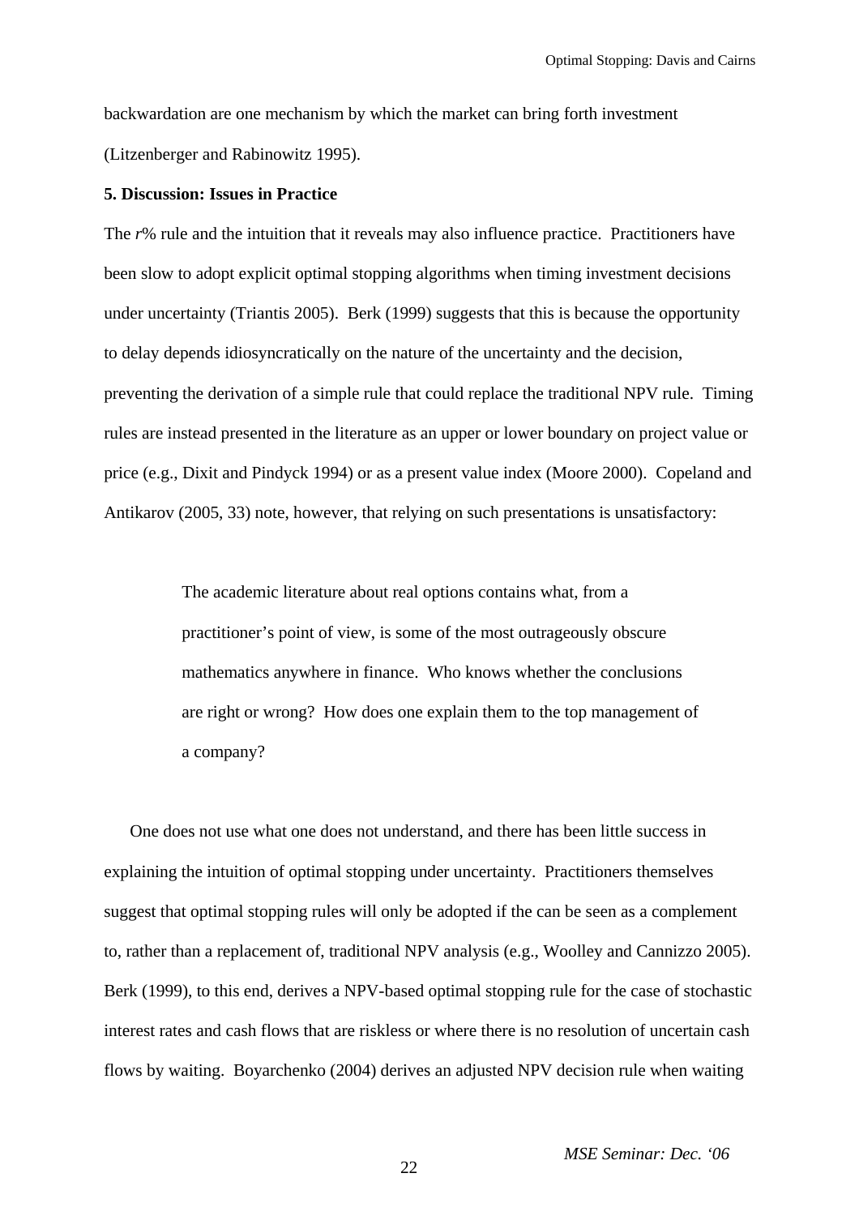backwardation are one mechanism by which the market can bring forth investment (Litzenberger and Rabinowitz 1995).

**5. Discussion: Issues in Practice**

The *r*% rule and the intuition that it reveals may also influence practice. Practitioners have been slow to adopt explicit optimal stopping algorithms when timing investment decisions under uncertainty (Triantis 2005). Berk (1999) suggests that this is because the opportunity to delay depends idiosyncratically on the nature of the uncertainty and the decision, preventing the derivation of a simple rule that could replace the traditional NPV rule. Timing rules are instead presented in the literature as an upper or lower boundary on project value or price (e.g., Dixit and Pindyck 1994) or as a present value index (Moore 2000). Copeland and Antikarov (2005, 33) note, however, that relying on such presentations is unsatisfactory:

> The academic literature about real options contains what, from a practitioner's point of view, is some of the most outrageously obscure mathematics anywhere in finance. Who knows whether the conclusions are right or wrong? How does one explain them to the top management of a company?

One does not use what one does not understand, and there has been little success in explaining the intuition of optimal stopping under uncertainty. Practitioners themselves suggest that optimal stopping rules will only be adopted if the can be seen as a complement to, rather than a replacement of, traditional NPV analysis (e.g., Woolley and Cannizzo 2005). Berk (1999), to this end, derives a NPV-based optimal stopping rule for the case of stochastic interest rates and cash flows that are riskless or where there is no resolution of uncertain cash flows by waiting. Boyarchenko (2004) derives an adjusted NPV decision rule when waiting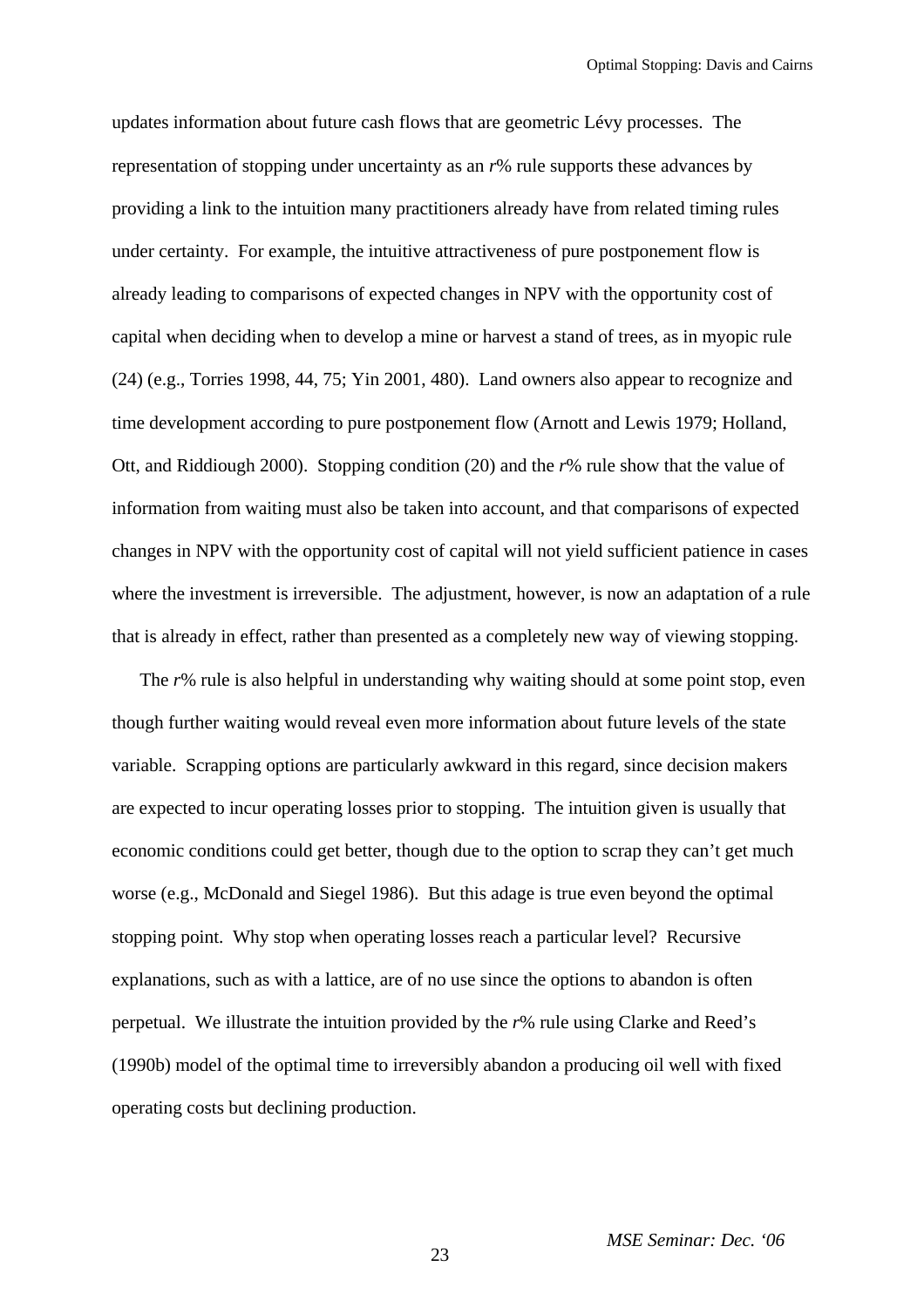updates information about future cash flows that are geometric Lévy processes. The representation of stopping under uncertainty as an *r*% rule supports these advances by providing a link to the intuition many practitioners already have from related timing rules under certainty. For example, the intuitive attractiveness of pure postponement flow is already leading to comparisons of expected changes in NPV with the opportunity cost of capital when deciding when to develop a mine or harvest a stand of trees, as in myopic rule (24) (e.g., Torries 1998, 44, 75; Yin 2001, 480). Land owners also appear to recognize and time development according to pure postponement flow (Arnott and Lewis 1979; Holland, Ott, and Riddiough 2000). Stopping condition (20) and the *r*% rule show that the value of information from waiting must also be taken into account, and that comparisons of expected changes in NPV with the opportunity cost of capital will not yield sufficient patience in cases where the investment is irreversible. The adjustment, however, is now an adaptation of a rule that is already in effect, rather than presented as a completely new way of viewing stopping.

The *r*% rule is also helpful in understanding why waiting should at some point stop, even though further waiting would reveal even more information about future levels of the state variable. Scrapping options are particularly awkward in this regard, since decision makers are expected to incur operating losses prior to stopping. The intuition given is usually that economic conditions could get better, though due to the option to scrap they can't get much worse (e.g., McDonald and Siegel 1986). But this adage is true even beyond the optimal stopping point. Why stop when operating losses reach a particular level? Recursive explanations, such as with a lattice, are of no use since the options to abandon is often perpetual. We illustrate the intuition provided by the *r*% rule using Clarke and Reed's (1990b) model of the optimal time to irreversibly abandon a producing oil well with fixed operating costs but declining production.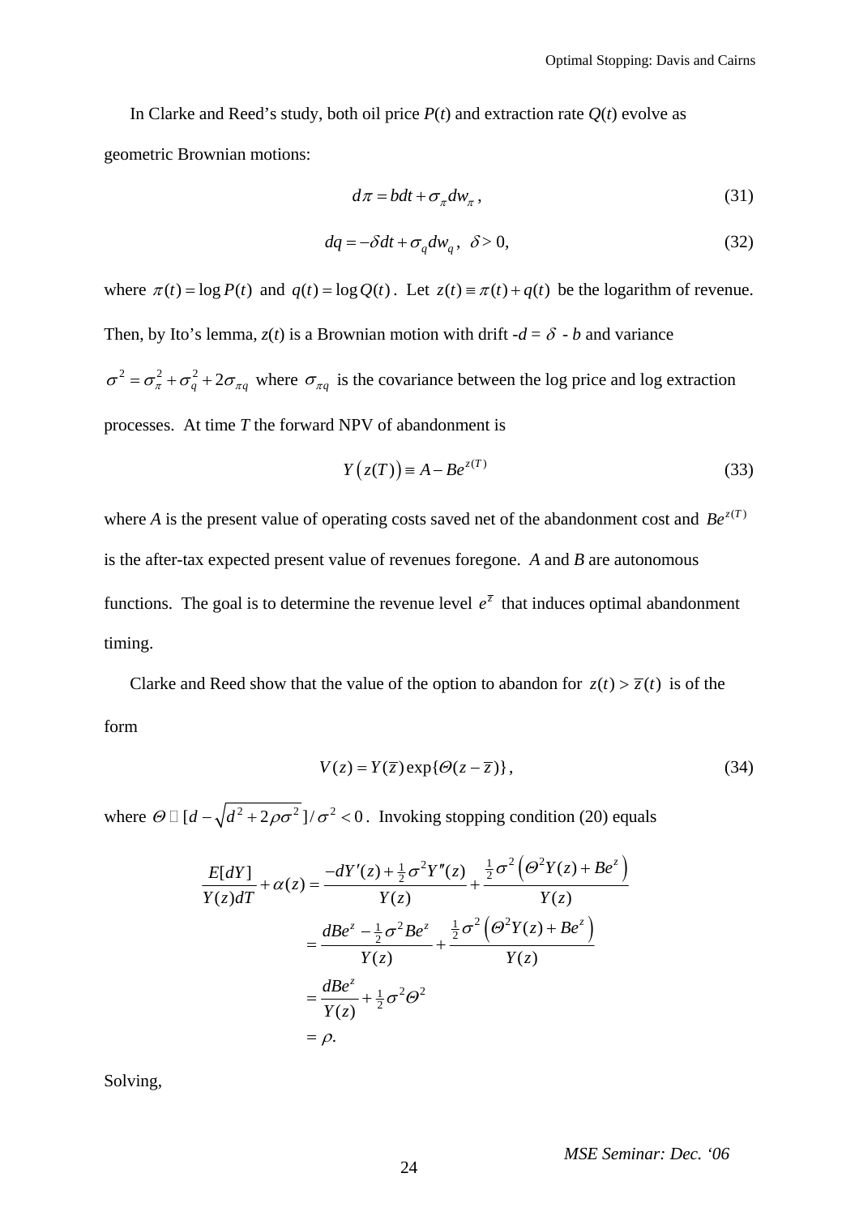In Clarke and Reed's study, both oil price $P(t)$ and extraction rate $Q(t)$ evolve as geometric Brownian motions:

$$d\pi = bdt + \sigma_\pi dw_\pi \, , \tag{31}$$

$$dq = -\delta dt + \sigma_q dw_q \, , \;\; \delta > 0, \tag{32}$$

where $\pi(t) = \log P(t)$ and $q(t) = \log Q(t)$. Let $z(t) \equiv \pi(t) + q(t)$ be the logarithm of revenue. Then, by Ito's lemma, $z(t)$ is a Brownian motion with drift $-d = \delta - b$ and variance $\sigma^2 = \sigma_\pi^2 + \sigma_q^2 + 2\sigma_{\pi q}$ where $\sigma_{\pi q}$ is the covariance between the log price and log extraction processes. At time $T$ the forward NPV of abandonment is

$$Y\left(z(T)\right) \equiv A - Be^{z(T)} \tag{33}$$

where $A$ is the present value of operating costs saved net of the abandonment cost and $Be^{z(T)}$ is the after-tax expected present value of revenues foregone. $A$ and $B$ are autonomous functions. The goal is to determine the revenue level $e^{\overline{z}}$ that induces optimal abandonment timing.

Clarke and Reed show that the value of the option to abandon for $z(t) > \overline{z}(t)$ is of the form

$$V(z) = Y(\overline{z}) \exp\{\Theta(z - \overline{z})\}, \tag{34}$$

where $\Theta \equiv [d - \sqrt{d^2 + 2\rho\sigma^2}\,]/\sigma^2 < 0$. Invoking stopping condition (20) equals

$$\begin{aligned}
\frac{E[dY]}{Y(z)dT} + \alpha(z) &= \frac{-dY'(z) + \frac{1}{2}\sigma^2 Y''(z)}{Y(z)} + \frac{\frac{1}{2}\sigma^2\left(\Theta^2 Y(z) + Be^z\right)}{Y(z)} \\
&= \frac{dBe^z - \frac{1}{2}\sigma^2 Be^z}{Y(z)} + \frac{\frac{1}{2}\sigma^2\left(\Theta^2 Y(z) + Be^z\right)}{Y(z)} \\
&= \frac{dBe^z}{Y(z)} + \tfrac{1}{2}\sigma^2\Theta^2 \\
&= \rho.
\end{aligned}$$

Solving,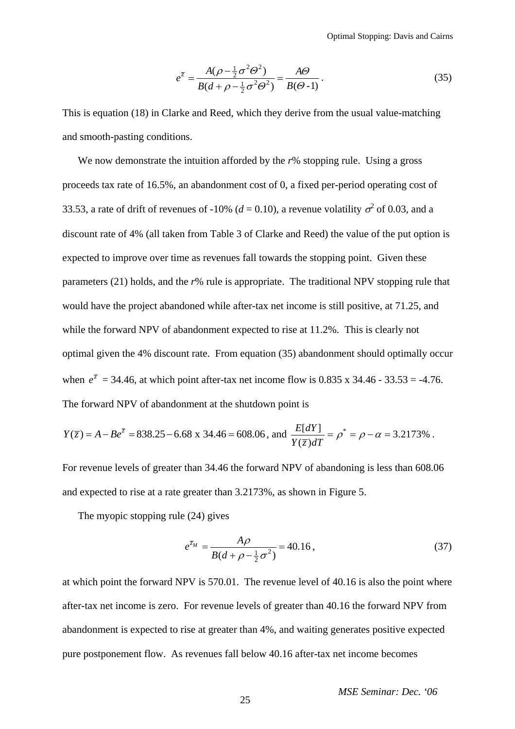$$e^{\bar{z}} = \frac{A(\rho - \frac{1}{2}\sigma^2\Theta^2)}{B(d + \rho - \frac{1}{2}\sigma^2\Theta^2)} = \frac{A\Theta}{B(\Theta\text{-}1)}. \tag{35}$$

This is equation (18) in Clarke and Reed, which they derive from the usual value-matching and smooth-pasting conditions.

We now demonstrate the intuition afforded by the *r*% stopping rule. Using a gross proceeds tax rate of 16.5%, an abandonment cost of 0, a fixed per-period operating cost of 33.53, a rate of drift of revenues of -10% ($d$ = 0.10), a revenue volatility $\sigma^2$ of 0.03, and a discount rate of 4% (all taken from Table 3 of Clarke and Reed) the value of the put option is expected to improve over time as revenues fall towards the stopping point. Given these parameters (21) holds, and the *r*% rule is appropriate. The traditional NPV stopping rule that would have the project abandoned while after-tax net income is still positive, at 71.25, and while the forward NPV of abandonment expected to rise at 11.2%. This is clearly not optimal given the 4% discount rate. From equation (35) abandonment should optimally occur when $e^{\bar{z}}$ = 34.46, at which point after-tax net income flow is 0.835 x 34.46 - 33.53 = -4.76. The forward NPV of abandonment at the shutdown point is

$Y(\bar{z}) = A - Be^{\bar{z}} = 838.25 - 6.68 \text{ x } 34.46 = 608.06$, and $\frac{E[dY]}{Y(\bar{z})dT} = \rho^* = \rho - \alpha = 3.2173\%$.

For revenue levels of greater than 34.46 the forward NPV of abandoning is less than 608.06 and expected to rise at a rate greater than 3.2173%, as shown in Figure 5.

The myopic stopping rule (24) gives

$$e^{\bar{z}_M} = \frac{A\rho}{B(d + \rho - \frac{1}{2}\sigma^2)} = 40.16, \tag{37}$$

at which point the forward NPV is 570.01. The revenue level of 40.16 is also the point where after-tax net income is zero. For revenue levels of greater than 40.16 the forward NPV from abandonment is expected to rise at greater than 4%, and waiting generates positive expected pure postponement flow. As revenues fall below 40.16 after-tax net income becomes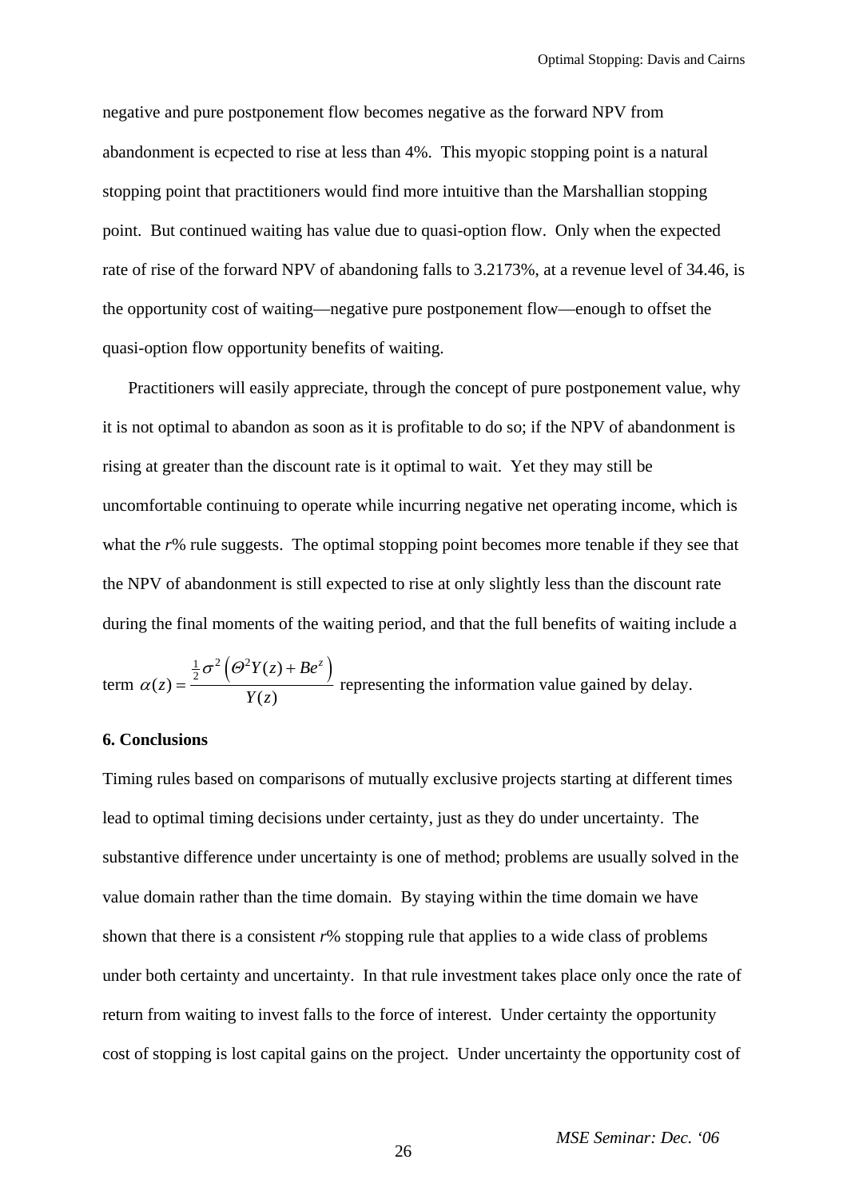negative and pure postponement flow becomes negative as the forward NPV from abandonment is ecpected to rise at less than 4%. This myopic stopping point is a natural stopping point that practitioners would find more intuitive than the Marshallian stopping point. But continued waiting has value due to quasi-option flow. Only when the expected rate of rise of the forward NPV of abandoning falls to 3.2173%, at a revenue level of 34.46, is the opportunity cost of waiting—negative pure postponement flow—enough to offset the quasi-option flow opportunity benefits of waiting.

Practitioners will easily appreciate, through the concept of pure postponement value, why it is not optimal to abandon as soon as it is profitable to do so; if the NPV of abandonment is rising at greater than the discount rate is it optimal to wait. Yet they may still be uncomfortable continuing to operate while incurring negative net operating income, which is what the *r*% rule suggests. The optimal stopping point becomes more tenable if they see that the NPV of abandonment is still expected to rise at only slightly less than the discount rate during the final moments of the waiting period, and that the full benefits of waiting include a term $\alpha(z) = \dfrac{\frac{1}{2}\sigma^2\left(\Theta^2 Y(z) + Be^z\right)}{Y(z)}$ representing the information value gained by delay.

**6. Conclusions**

Timing rules based on comparisons of mutually exclusive projects starting at different times lead to optimal timing decisions under certainty, just as they do under uncertainty. The substantive difference under uncertainty is one of method; problems are usually solved in the value domain rather than the time domain. By staying within the time domain we have shown that there is a consistent *r*% stopping rule that applies to a wide class of problems under both certainty and uncertainty. In that rule investment takes place only once the rate of return from waiting to invest falls to the force of interest. Under certainty the opportunity cost of stopping is lost capital gains on the project. Under uncertainty the opportunity cost of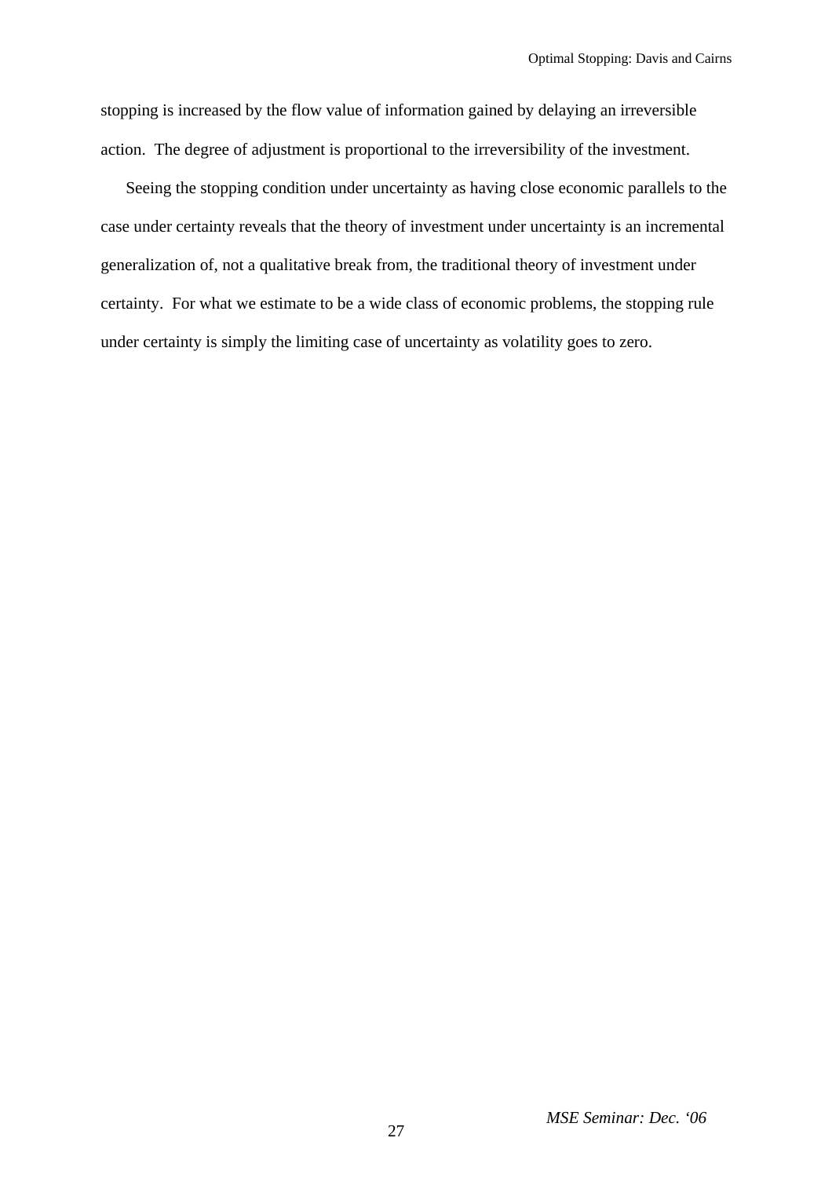stopping is increased by the flow value of information gained by delaying an irreversible action. The degree of adjustment is proportional to the irreversibility of the investment.

Seeing the stopping condition under uncertainty as having close economic parallels to the case under certainty reveals that the theory of investment under uncertainty is an incremental generalization of, not a qualitative break from, the traditional theory of investment under certainty. For what we estimate to be a wide class of economic problems, the stopping rule under certainty is simply the limiting case of uncertainty as volatility goes to zero.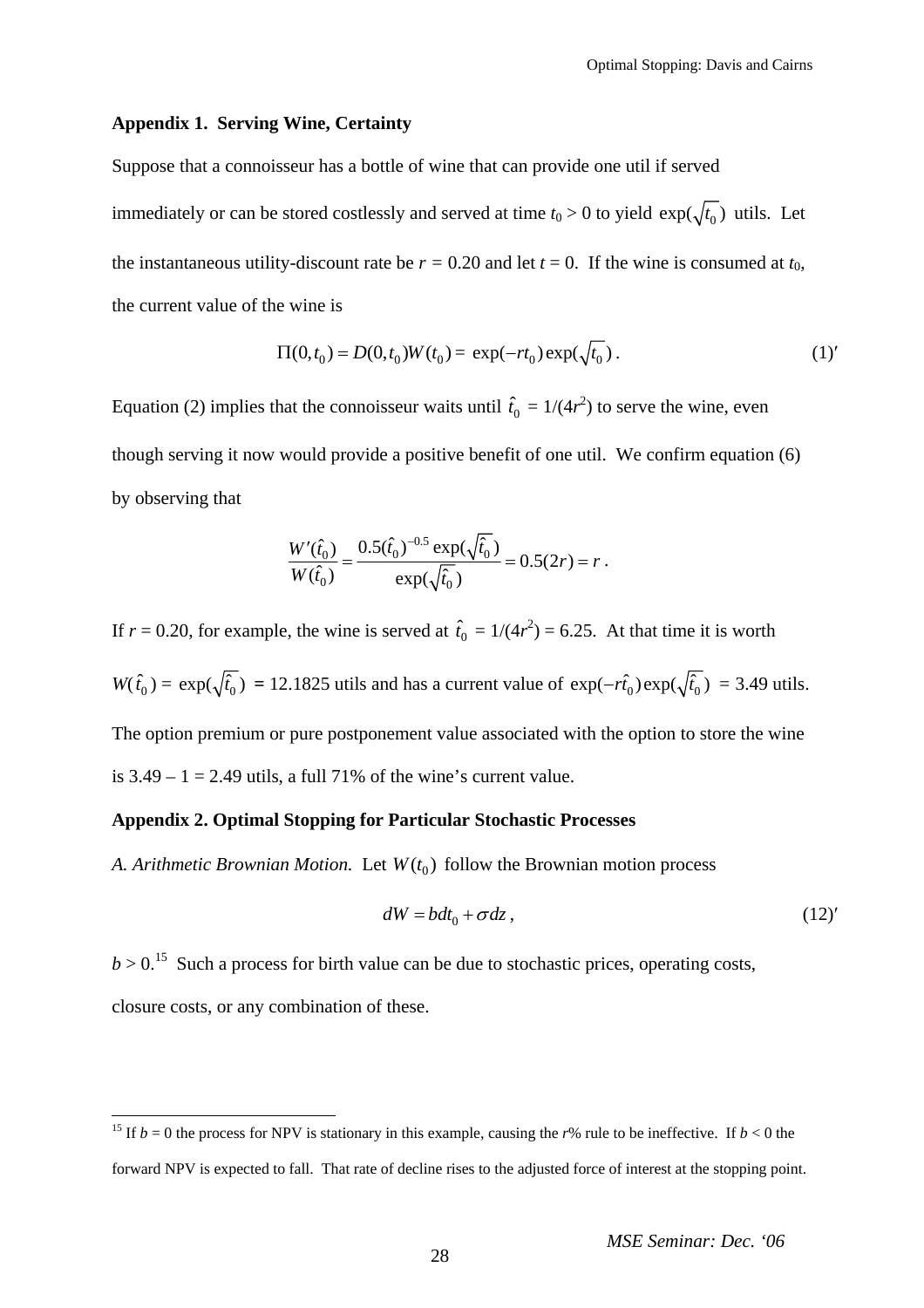**Appendix 1. Serving Wine, Certainty**

Suppose that a connoisseur has a bottle of wine that can provide one util if served immediately or can be stored costlessly and served at time $t_0 > 0$ to yield $\exp(\sqrt{t_0})$ utils. Let the instantaneous utility-discount rate be $r = 0.20$ and let $t = 0$. If the wine is consumed at $t_0$, the current value of the wine is

$$\Pi(0,t_0) = D(0,t_0)W(t_0) = \exp(-rt_0)\exp(\sqrt{t_0})\,. \tag{1$'$}$$

Equation (2) implies that the connoisseur waits until $\hat{t}_0 = 1/(4r^2)$ to serve the wine, even though serving it now would provide a positive benefit of one util. We confirm equation (6) by observing that

$$\frac{W'(\hat{t}_0)}{W(\hat{t}_0)} = \frac{0.5(\hat{t}_0)^{-0.5}\exp(\sqrt{\hat{t}_0})}{\exp(\sqrt{\hat{t}_0})} = 0.5(2r) = r\,.$$

If $r = 0.20$, for example, the wine is served at $\hat{t}_0 = 1/(4r^2) = 6.25$. At that time it is worth $W(\hat{t}_0) = \exp(\sqrt{\hat{t}_0}) = 12.1825$ utils and has a current value of $\exp(-r\hat{t}_0)\exp(\sqrt{\hat{t}_0}) = 3.49$ utils. The option premium or pure postponement value associated with the option to store the wine is $3.49 - 1 = 2.49$ utils, a full 71% of the wine's current value.

**Appendix 2. Optimal Stopping for Particular Stochastic Processes**

*A. Arithmetic Brownian Motion.* Let $W(t_0)$ follow the Brownian motion process

$$dW = b\,dt_0 + \sigma dz\,, \tag{12$'$}$$

$b > 0$.[15] Such a process for birth value can be due to stochastic prices, operating costs, closure costs, or any combination of these.

---

[15] If $b = 0$ the process for NPV is stationary in this example, causing the $r$% rule to be ineffective. If $b < 0$ the forward NPV is expected to fall. That rate of decline rises to the adjusted force of interest at the stopping point.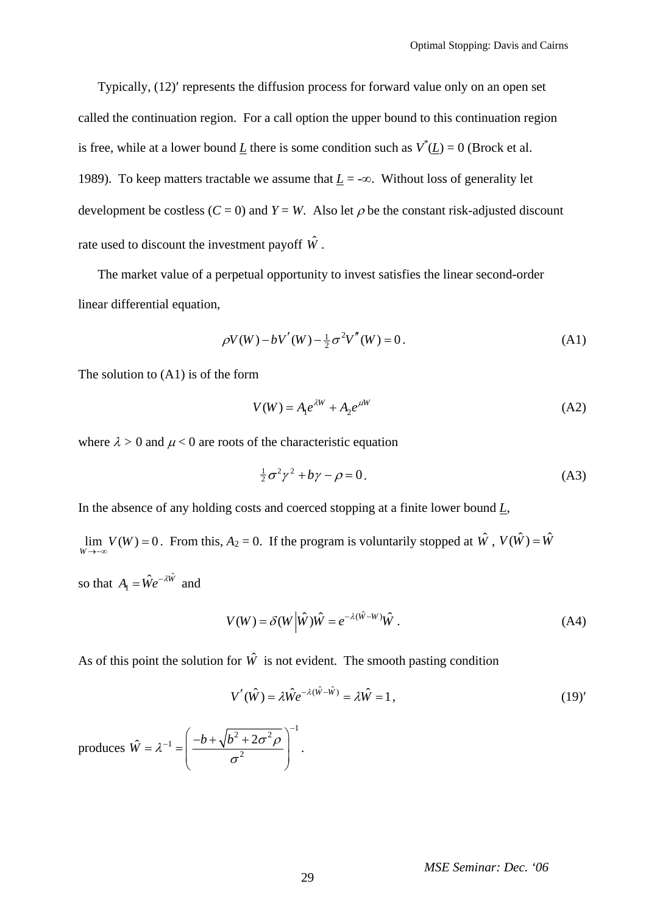Typically, (12)′ represents the diffusion process for forward value only on an open set called the continuation region. For a call option the upper bound to this continuation region is free, while at a lower bound $\underline{L}$ there is some condition such as $V^*(\underline{L}) = 0$ (Brock et al. 1989). To keep matters tractable we assume that $\underline{L} = -\infty$. Without loss of generality let development be costless ($C = 0$) and $Y = W$. Also let $\rho$ be the constant risk-adjusted discount rate used to discount the investment payoff $\hat{W}$.

The market value of a perpetual opportunity to invest satisfies the linear second-order linear differential equation,

$$\rho V(W) - bV'(W) - \tfrac{1}{2}\sigma^2 V''(W) = 0\,. \tag{A1}$$

The solution to (A1) is of the form

$$V(W) = A_1 e^{\lambda W} + A_2 e^{\mu W} \tag{A2}$$

where $\lambda > 0$ and $\mu < 0$ are roots of the characteristic equation

$$\tfrac{1}{2}\sigma^2\gamma^2 + b\gamma - \rho = 0\,. \tag{A3}$$

In the absence of any holding costs and coerced stopping at a finite lower bound $\underline{L}$, $\lim_{W \to -\infty} V(W) = 0$. From this, $A_2 = 0$. If the program is voluntarily stopped at $\hat{W}$, $V(\hat{W}) = \hat{W}$ so that $A_1 = \hat{W}e^{-\lambda\hat{W}}$ and

$$V(W) = \delta(W \big| \hat{W})\hat{W} = e^{-\lambda(\hat{W}-W)}\hat{W}\,. \tag{A4}$$

As of this point the solution for $\hat{W}$ is not evident. The smooth pasting condition

$$V'(\hat{W}) = \lambda\hat{W}e^{-\lambda(\hat{W}-\hat{W})} = \lambda\hat{W} = 1\,, \tag{19$'$}$$

produces $\hat{W} = \lambda^{-1} = \left(\dfrac{-b + \sqrt{b^2 + 2\sigma^2\rho}}{\sigma^2}\right)^{-1}$.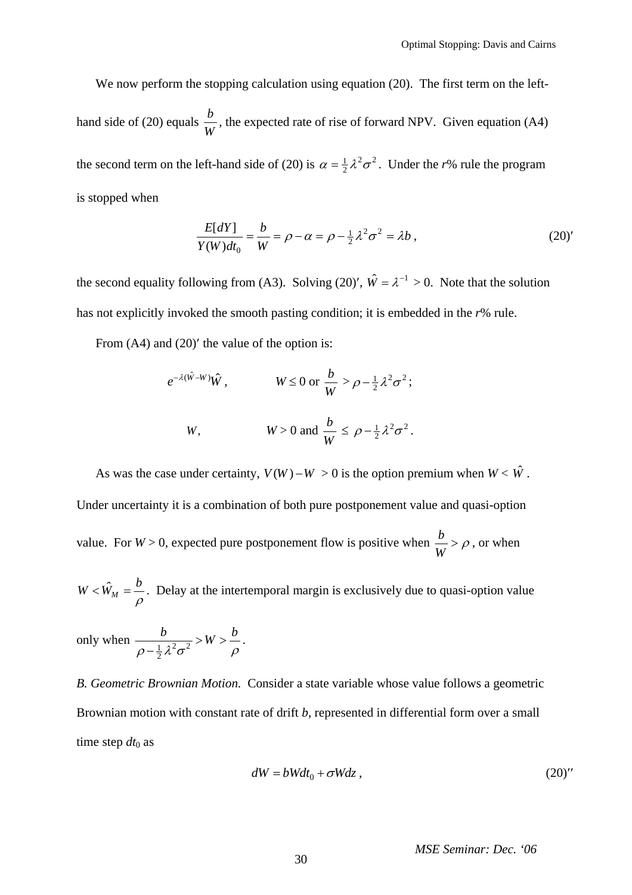We now perform the stopping calculation using equation (20). The first term on the left-hand side of (20) equals $\frac{b}{W}$, the expected rate of rise of forward NPV. Given equation (A4) the second term on the left-hand side of (20) is $\alpha = \frac{1}{2}\lambda^2\sigma^2$. Under the *r*% rule the program is stopped when

$$\frac{E[dY]}{Y(W)dt_0} = \frac{b}{W} = \rho - \alpha = \rho - \tfrac{1}{2}\lambda^2\sigma^2 = \lambda b\,, \tag{20$'$}$$

the second equality following from (A3). Solving (20)′, $\hat{W} = \lambda^{-1} > 0$. Note that the solution has not explicitly invoked the smooth pasting condition; it is embedded in the *r*% rule.

From (A4) and (20)′ the value of the option is:

$$e^{-\lambda(\hat{W}-W)}\hat{W}\,, \qquad W \le 0 \text{ or } \frac{b}{W} > \rho - \tfrac{1}{2}\lambda^2\sigma^2\,;$$

$$W, \qquad W > 0 \text{ and } \frac{b}{W} \le \rho - \tfrac{1}{2}\lambda^2\sigma^2\,.$$

As was the case under certainty, $V(W) - W > 0$ is the option premium when $W < \hat{W}$. Under uncertainty it is a combination of both pure postponement value and quasi-option value. For $W > 0$, expected pure postponement flow is positive when $\frac{b}{W} > \rho$, or when $W < \hat{W}_M = \frac{b}{\rho}$. Delay at the intertemporal margin is exclusively due to quasi-option value only when $\frac{b}{\rho - \frac{1}{2}\lambda^2\sigma^2} > W > \frac{b}{\rho}$.

*B. Geometric Brownian Motion.* Consider a state variable whose value follows a geometric Brownian motion with constant rate of drift *b*, represented in differential form over a small time step $dt_0$ as

$$dW = bWdt_0 + \sigma W dz\,, \tag{20$''$}$$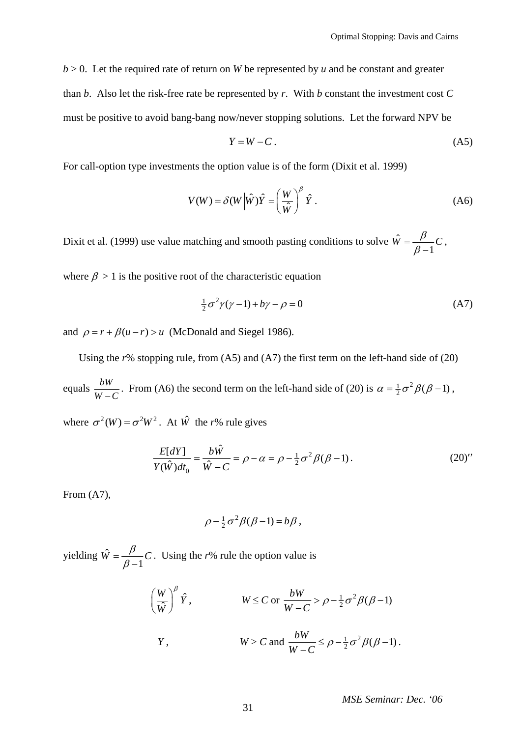$b > 0$. Let the required rate of return on $W$ be represented by $u$ and be constant and greater than $b$. Also let the risk-free rate be represented by $r$. With $b$ constant the investment cost $C$ must be positive to avoid bang-bang now/never stopping solutions. Let the forward NPV be

$$Y = W - C\,. \tag{A5}$$

For call-option type investments the option value is of the form (Dixit et al. 1999)

$$V(W) = \delta(W \,|\, \hat{W})\hat{Y} = \left(\frac{W}{\hat{W}}\right)^{\beta} \hat{Y}\,. \tag{A6}$$

Dixit et al. (1999) use value matching and smooth pasting conditions to solve $\hat{W} = \dfrac{\beta}{\beta - 1}C$,

where $\beta > 1$ is the positive root of the characteristic equation

$$\tfrac{1}{2}\sigma^2\gamma(\gamma - 1) + b\gamma - \rho = 0 \tag{A7}$$

and $\rho = r + \beta(u - r) > u$ (McDonald and Siegel 1986).

Using the $r$% stopping rule, from (A5) and (A7) the first term on the left-hand side of (20) equals $\dfrac{bW}{W - C}$. From (A6) the second term on the left-hand side of (20) is $\alpha = \tfrac{1}{2}\sigma^2\beta(\beta - 1)$, where $\sigma^2(W) = \sigma^2 W^2$. At $\hat{W}$ the $r$% rule gives

$$\frac{E[dY]}{Y(\hat{W})dt_0} = \frac{b\hat{W}}{\hat{W} - C} = \rho - \alpha = \rho - \tfrac{1}{2}\sigma^2\beta(\beta - 1)\,. \tag{20$''$}$$

From (A7),

$$\rho - \tfrac{1}{2}\sigma^2\beta(\beta - 1) = b\beta\,,$$

yielding $\hat{W} = \dfrac{\beta}{\beta - 1}C$. Using the $r$% rule the option value is

$$\left(\frac{W}{\hat{W}}\right)^{\beta} \hat{Y}\,, \qquad W \le C \text{ or } \frac{bW}{W - C} > \rho - \tfrac{1}{2}\sigma^2\beta(\beta - 1)$$

$$Y\,, \qquad W > C \text{ and } \frac{bW}{W - C} \le \rho - \tfrac{1}{2}\sigma^2\beta(\beta - 1)\,.$$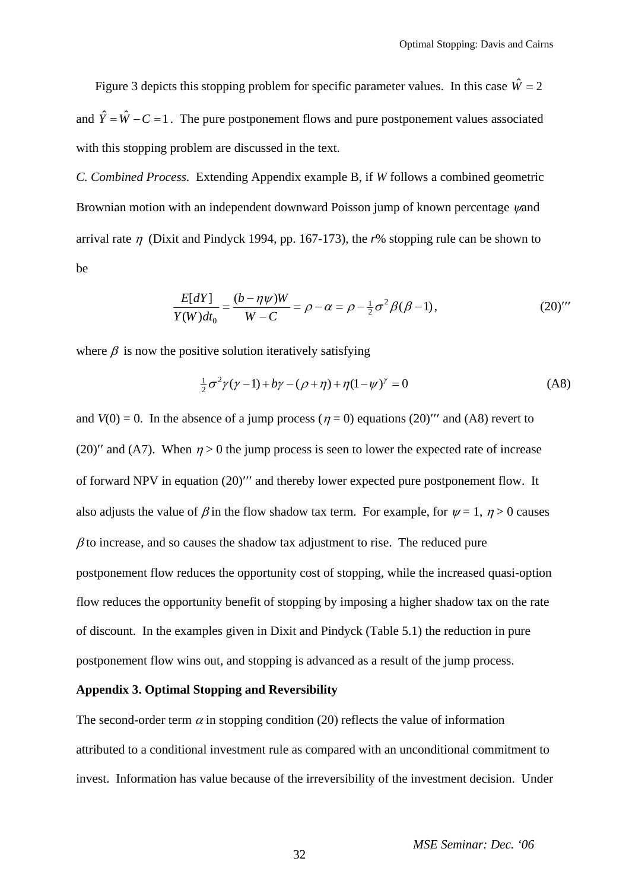Figure 3 depicts this stopping problem for specific parameter values. In this case $\hat{W} = 2$ and $\hat{Y} = \hat{W} - C = 1$. The pure postponement flows and pure postponement values associated with this stopping problem are discussed in the text.

*C. Combined Process.* Extending Appendix example B, if *W* follows a combined geometric Brownian motion with an independent downward Poisson jump of known percentage $\psi$ and arrival rate $\eta$ (Dixit and Pindyck 1994, pp. 167-173), the *r*% stopping rule can be shown to be

$$\frac{E[dY]}{Y(W)dt_0} = \frac{(b - \eta\psi)W}{W - C} = \rho - \alpha = \rho - \tfrac{1}{2}\sigma^2\beta(\beta - 1), \tag{20)'''$$

where $\beta$ is now the positive solution iteratively satisfying

$$\tfrac{1}{2}\sigma^2\gamma(\gamma - 1) + b\gamma - (\rho + \eta) + \eta(1 - \psi)^\gamma = 0 \tag{A8}$$

and $V(0) = 0$. In the absence of a jump process ($\eta = 0$) equations (20)‴ and (A8) revert to (20)″ and (A7). When $\eta > 0$ the jump process is seen to lower the expected rate of increase of forward NPV in equation (20)‴ and thereby lower expected pure postponement flow. It also adjusts the value of $\beta$ in the flow shadow tax term. For example, for $\psi = 1$, $\eta > 0$ causes $\beta$ to increase, and so causes the shadow tax adjustment to rise. The reduced pure postponement flow reduces the opportunity cost of stopping, while the increased quasi-option flow reduces the opportunity benefit of stopping by imposing a higher shadow tax on the rate of discount. In the examples given in Dixit and Pindyck (Table 5.1) the reduction in pure postponement flow wins out, and stopping is advanced as a result of the jump process.

**Appendix 3. Optimal Stopping and Reversibility**

The second-order term $\alpha$ in stopping condition (20) reflects the value of information attributed to a conditional investment rule as compared with an unconditional commitment to invest. Information has value because of the irreversibility of the investment decision. Under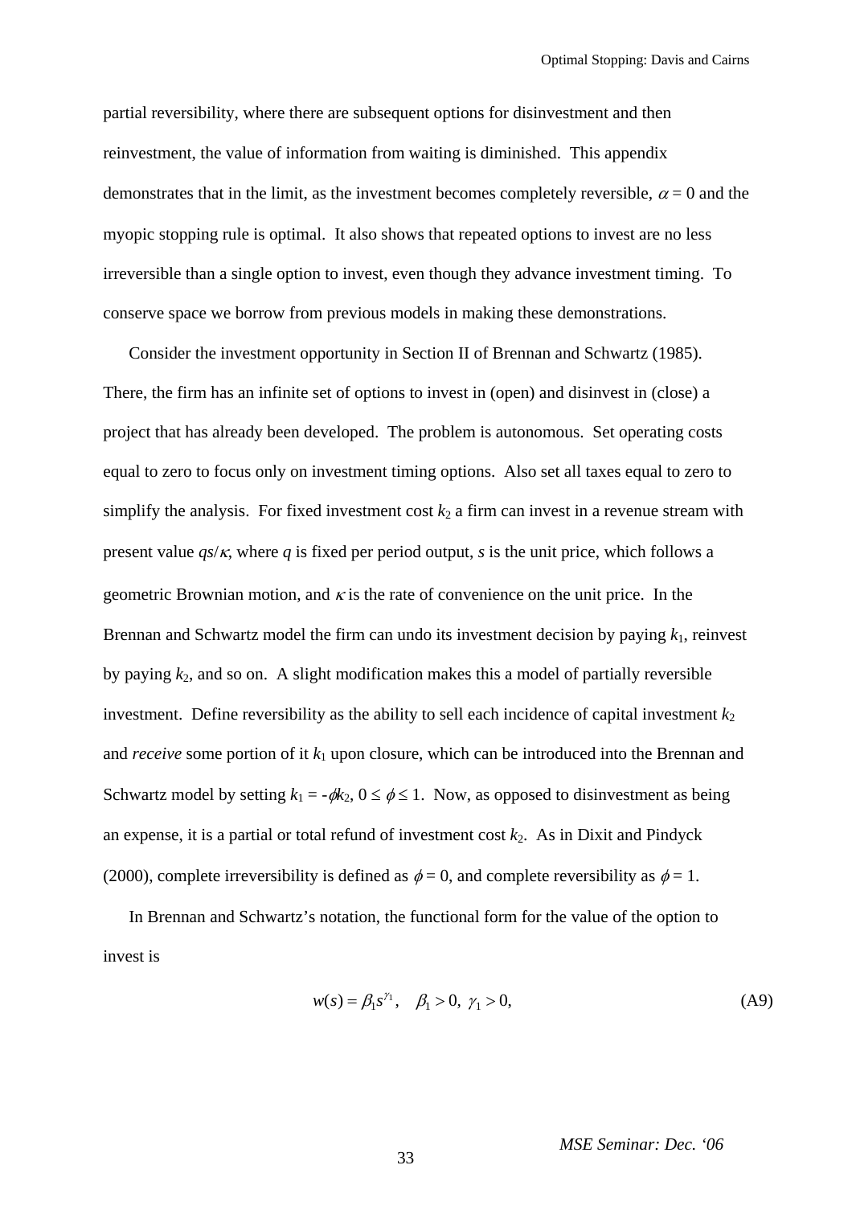partial reversibility, where there are subsequent options for disinvestment and then reinvestment, the value of information from waiting is diminished. This appendix demonstrates that in the limit, as the investment becomes completely reversible, $\alpha = 0$ and the myopic stopping rule is optimal. It also shows that repeated options to invest are no less irreversible than a single option to invest, even though they advance investment timing. To conserve space we borrow from previous models in making these demonstrations.

Consider the investment opportunity in Section II of Brennan and Schwartz (1985). There, the firm has an infinite set of options to invest in (open) and disinvest in (close) a project that has already been developed. The problem is autonomous. Set operating costs equal to zero to focus only on investment timing options. Also set all taxes equal to zero to simplify the analysis. For fixed investment cost $k_2$ a firm can invest in a revenue stream with present value $qs/\kappa$, where $q$ is fixed per period output, $s$ is the unit price, which follows a geometric Brownian motion, and $\kappa$ is the rate of convenience on the unit price. In the Brennan and Schwartz model the firm can undo its investment decision by paying $k_1$, reinvest by paying $k_2$, and so on. A slight modification makes this a model of partially reversible investment. Define reversibility as the ability to sell each incidence of capital investment $k_2$ and *receive* some portion of it $k_1$ upon closure, which can be introduced into the Brennan and Schwartz model by setting $k_1 = -\phi k_2$, $0 \le \phi \le 1$. Now, as opposed to disinvestment as being an expense, it is a partial or total refund of investment cost $k_2$. As in Dixit and Pindyck (2000), complete irreversibility is defined as $\phi = 0$, and complete reversibility as $\phi = 1$.

In Brennan and Schwartz's notation, the functional form for the value of the option to invest is

$$w(s) = \beta_1 s^{\gamma_1}, \quad \beta_1 > 0,\ \gamma_1 > 0, \tag{A9}$$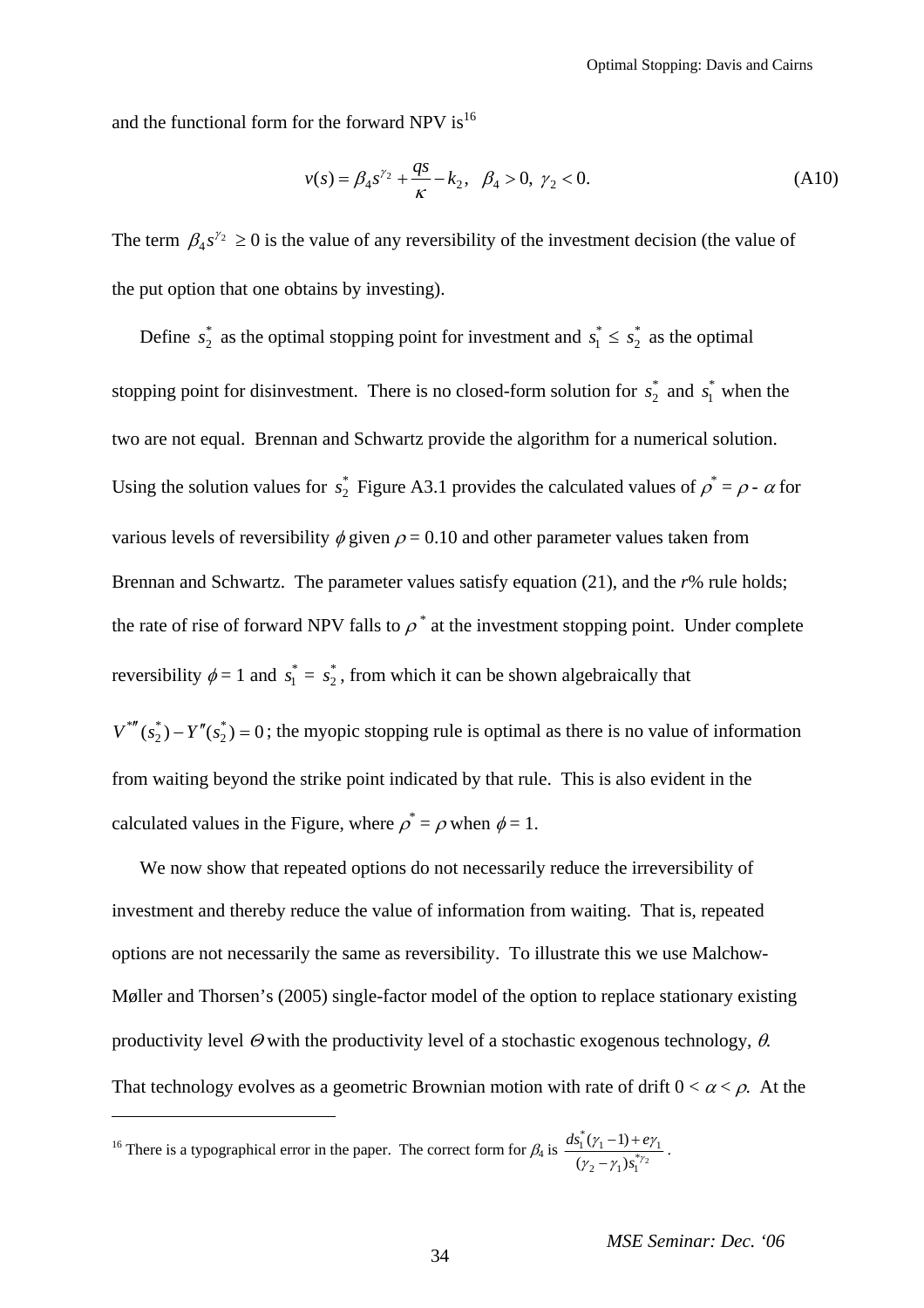and the functional form for the forward NPV is[16]

$$v(s) = \beta_4 s^{\gamma_2} + \frac{qs}{\kappa} - k_2, \quad \beta_4 > 0, \ \gamma_2 < 0. \tag{A10}$$

The term $\beta_4 s^{\gamma_2} \geq 0$ is the value of any reversibility of the investment decision (the value of the put option that one obtains by investing).

Define $s_2^*$ as the optimal stopping point for investment and $s_1^* \leq s_2^*$ as the optimal stopping point for disinvestment. There is no closed-form solution for $s_2^*$ and $s_1^*$ when the two are not equal. Brennan and Schwartz provide the algorithm for a numerical solution. Using the solution values for $s_2^*$ Figure A3.1 provides the calculated values of $\rho^* = \rho - \alpha$ for various levels of reversibility $\phi$ given $\rho = 0.10$ and other parameter values taken from Brennan and Schwartz. The parameter values satisfy equation (21), and the *r*% rule holds; the rate of rise of forward NPV falls to $\rho^*$ at the investment stopping point. Under complete reversibility $\phi = 1$ and $s_1^* = s_2^*$, from which it can be shown algebraically that $V^{*\prime\prime}(s_2^*) - Y''(s_2^*) = 0$; the myopic stopping rule is optimal as there is no value of information from waiting beyond the strike point indicated by that rule. This is also evident in the calculated values in the Figure, where $\rho^* = \rho$ when $\phi = 1$.

We now show that repeated options do not necessarily reduce the irreversibility of investment and thereby reduce the value of information from waiting. That is, repeated options are not necessarily the same as reversibility. To illustrate this we use Malchow-Møller and Thorsen's (2005) single-factor model of the option to replace stationary existing productivity level $\Theta$ with the productivity level of a stochastic exogenous technology, $\theta$. That technology evolves as a geometric Brownian motion with rate of drift $0 < \alpha < \rho$. At the

---

[16] There is a typographical error in the paper. The correct form for $\beta_4$ is $\dfrac{ds_1^*(\gamma_1 - 1) + e\gamma_1}{(\gamma_2 - \gamma_1)s_1^{*\gamma_2}}$.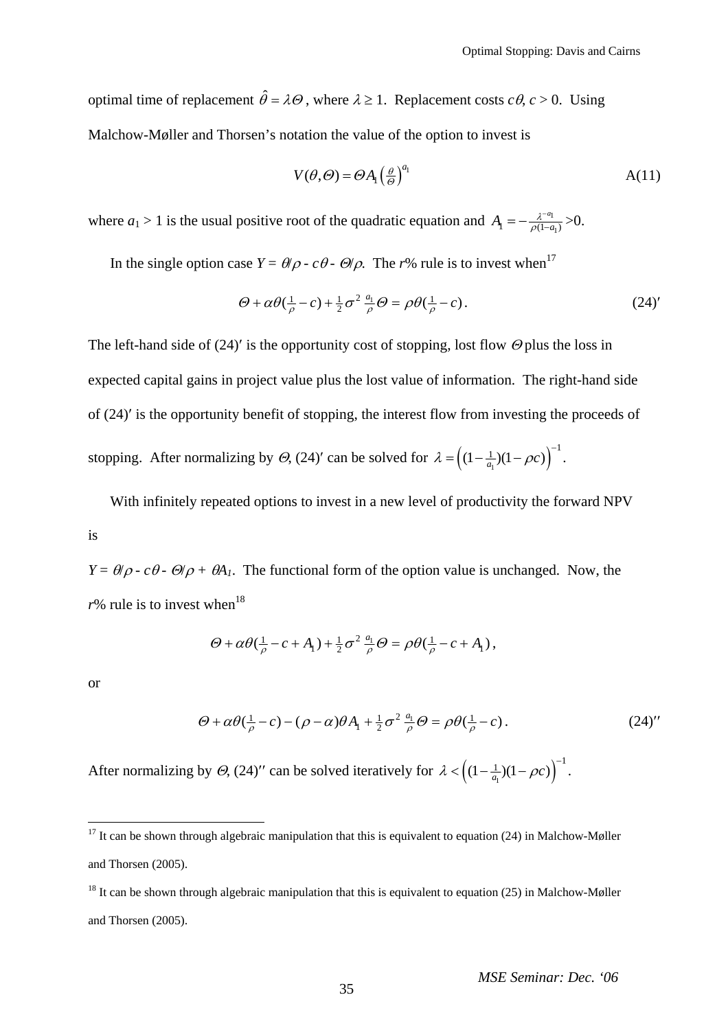optimal time of replacement $\hat{\theta} = \lambda\Theta$, where $\lambda \geq 1$. Replacement costs $c\theta$, $c > 0$. Using Malchow-Møller and Thorsen's notation the value of the option to invest is

$$V(\theta,\Theta) = \Theta A_1 \left(\tfrac{\theta}{\Theta}\right)^{a_1} \qquad \text{A(11)}$$

where $a_1 > 1$ is the usual positive root of the quadratic equation and $A_1 = -\frac{\lambda^{-a_1}}{\rho(1-a_1)} > 0$.

In the single option case $Y = \theta/\rho - c\theta - \Theta/\rho$. The $r$% rule is to invest when[17]

$$\Theta + \alpha\theta(\tfrac{1}{\rho} - c) + \tfrac{1}{2}\sigma^2 \tfrac{a_1}{\rho}\Theta = \rho\theta(\tfrac{1}{\rho} - c). \qquad (24)'$$

The left-hand side of (24)′ is the opportunity cost of stopping, lost flow $\Theta$ plus the loss in expected capital gains in project value plus the lost value of information. The right-hand side of (24)′ is the opportunity benefit of stopping, the interest flow from investing the proceeds of stopping. After normalizing by $\Theta$, (24)′ can be solved for $\lambda = \left((1-\tfrac{1}{a_1})(1-\rho c)\right)^{-1}$.

With infinitely repeated options to invest in a new level of productivity the forward NPV is

$Y = \theta/\rho - c\theta - \Theta/\rho + \theta A_1$. The functional form of the option value is unchanged. Now, the $r$% rule is to invest when[18]

$$\Theta + \alpha\theta(\tfrac{1}{\rho} - c + A_1) + \tfrac{1}{2}\sigma^2 \tfrac{a_1}{\rho}\Theta = \rho\theta(\tfrac{1}{\rho} - c + A_1),$$

or

$$\Theta + \alpha\theta(\tfrac{1}{\rho} - c) - (\rho - \alpha)\theta A_1 + \tfrac{1}{2}\sigma^2 \tfrac{a_1}{\rho}\Theta = \rho\theta(\tfrac{1}{\rho} - c). \qquad (24)''$$

After normalizing by $\Theta$, (24)″ can be solved iteratively for $\lambda < \left((1-\tfrac{1}{a_1})(1-\rho c)\right)^{-1}$.

---

[17] It can be shown through algebraic manipulation that this is equivalent to equation (24) in Malchow-Møller and Thorsen (2005).

[18] It can be shown through algebraic manipulation that this is equivalent to equation (25) in Malchow-Møller and Thorsen (2005).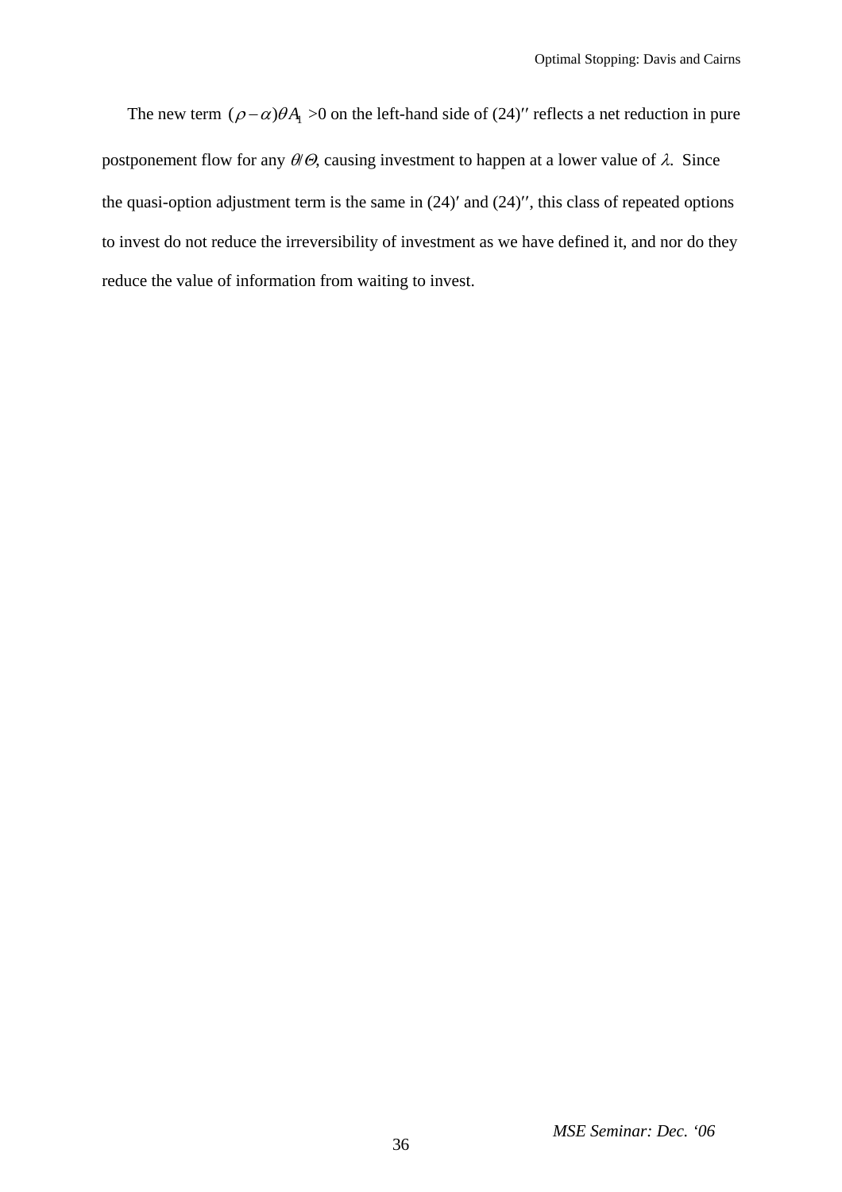The new term $(\rho - \alpha)\theta A_1 > 0$ on the left-hand side of (24)″ reflects a net reduction in pure postponement flow for any $\theta/\Theta$, causing investment to happen at a lower value of $\lambda$. Since the quasi-option adjustment term is the same in (24)′ and (24)″, this class of repeated options to invest do not reduce the irreversibility of investment as we have defined it, and nor do they reduce the value of information from waiting to invest.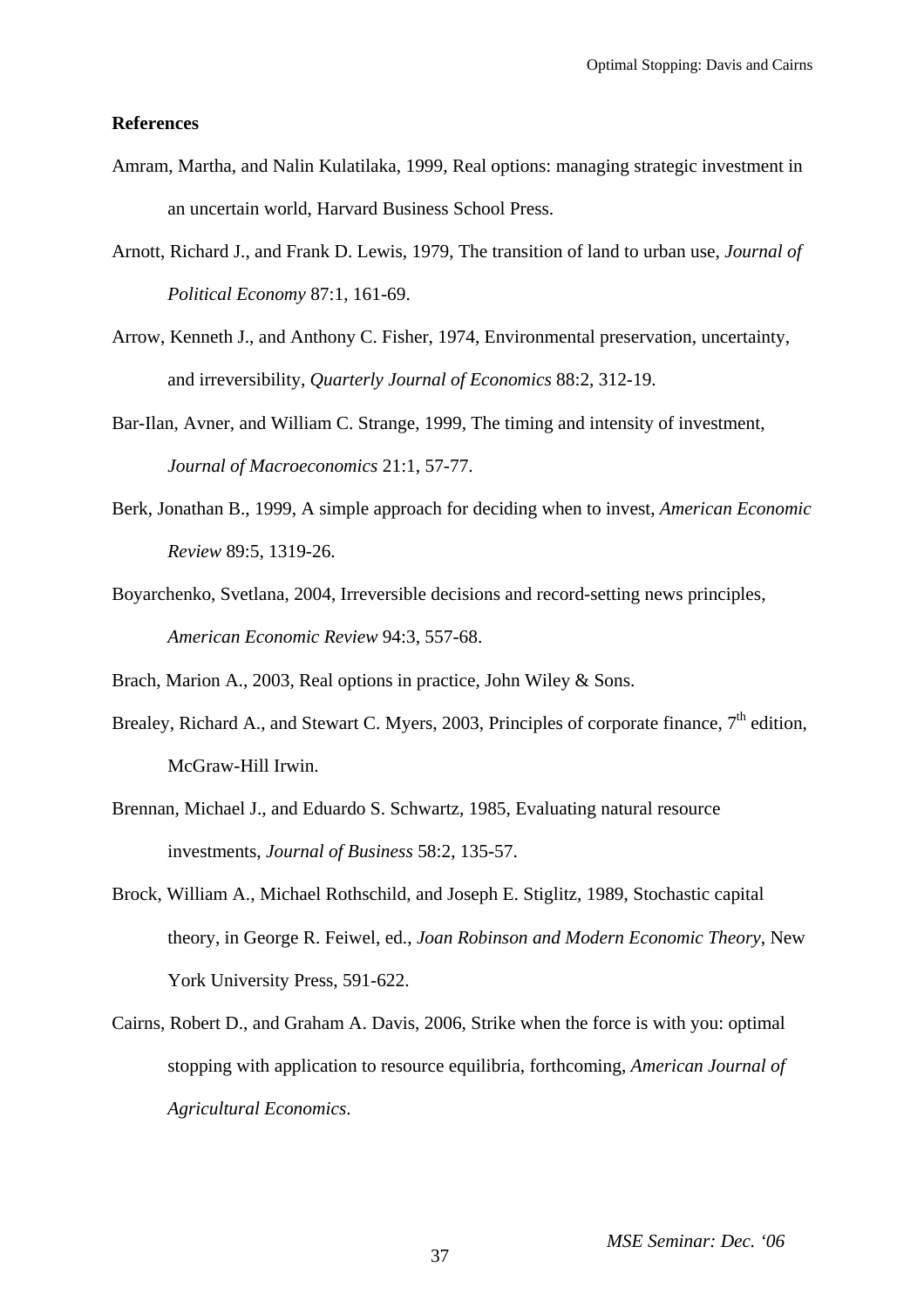**References**

Amram, Martha, and Nalin Kulatilaka, 1999, Real options: managing strategic investment in an uncertain world, Harvard Business School Press.

Arnott, Richard J., and Frank D. Lewis, 1979, The transition of land to urban use, *Journal of Political Economy* 87:1, 161-69.

Arrow, Kenneth J., and Anthony C. Fisher, 1974, Environmental preservation, uncertainty, and irreversibility, *Quarterly Journal of Economics* 88:2, 312-19.

Bar-Ilan, Avner, and William C. Strange, 1999, The timing and intensity of investment, *Journal of Macroeconomics* 21:1, 57-77.

Berk, Jonathan B., 1999, A simple approach for deciding when to invest, *American Economic Review* 89:5, 1319-26.

Boyarchenko, Svetlana, 2004, Irreversible decisions and record-setting news principles, *American Economic Review* 94:3, 557-68.

Brach, Marion A., 2003, Real options in practice, John Wiley & Sons.

Brealey, Richard A., and Stewart C. Myers, 2003, Principles of corporate finance, 7th edition, McGraw-Hill Irwin.

Brennan, Michael J., and Eduardo S. Schwartz, 1985, Evaluating natural resource investments, *Journal of Business* 58:2, 135-57.

Brock, William A., Michael Rothschild, and Joseph E. Stiglitz, 1989, Stochastic capital theory, in George R. Feiwel, ed., *Joan Robinson and Modern Economic Theory*, New York University Press, 591-622.

Cairns, Robert D., and Graham A. Davis, 2006, Strike when the force is with you: optimal stopping with application to resource equilibria, forthcoming, *American Journal of Agricultural Economics*.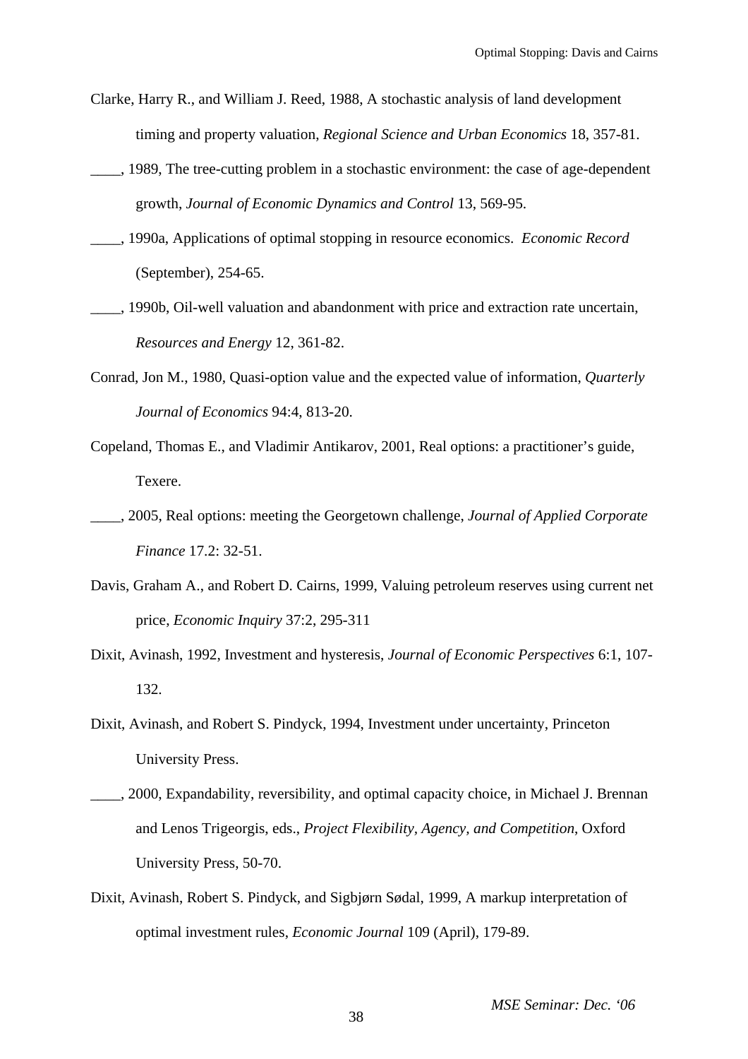Clarke, Harry R., and William J. Reed, 1988, A stochastic analysis of land development timing and property valuation, *Regional Science and Urban Economics* 18, 357-81.

____, 1989, The tree-cutting problem in a stochastic environment: the case of age-dependent growth, *Journal of Economic Dynamics and Control* 13, 569-95.

____, 1990a, Applications of optimal stopping in resource economics. *Economic Record* (September), 254-65.

____, 1990b, Oil-well valuation and abandonment with price and extraction rate uncertain, *Resources and Energy* 12, 361-82.

Conrad, Jon M., 1980, Quasi-option value and the expected value of information, *Quarterly Journal of Economics* 94:4, 813-20.

Copeland, Thomas E., and Vladimir Antikarov, 2001, Real options: a practitioner's guide, Texere.

____, 2005, Real options: meeting the Georgetown challenge, *Journal of Applied Corporate Finance* 17.2: 32-51.

Davis, Graham A., and Robert D. Cairns, 1999, Valuing petroleum reserves using current net price, *Economic Inquiry* 37:2, 295-311

Dixit, Avinash, 1992, Investment and hysteresis, *Journal of Economic Perspectives* 6:1, 107-132.

Dixit, Avinash, and Robert S. Pindyck, 1994, Investment under uncertainty, Princeton University Press.

____, 2000, Expandability, reversibility, and optimal capacity choice, in Michael J. Brennan and Lenos Trigeorgis, eds., *Project Flexibility, Agency, and Competition*, Oxford University Press, 50-70.

Dixit, Avinash, Robert S. Pindyck, and Sigbjørn Sødal, 1999, A markup interpretation of optimal investment rules, *Economic Journal* 109 (April), 179-89.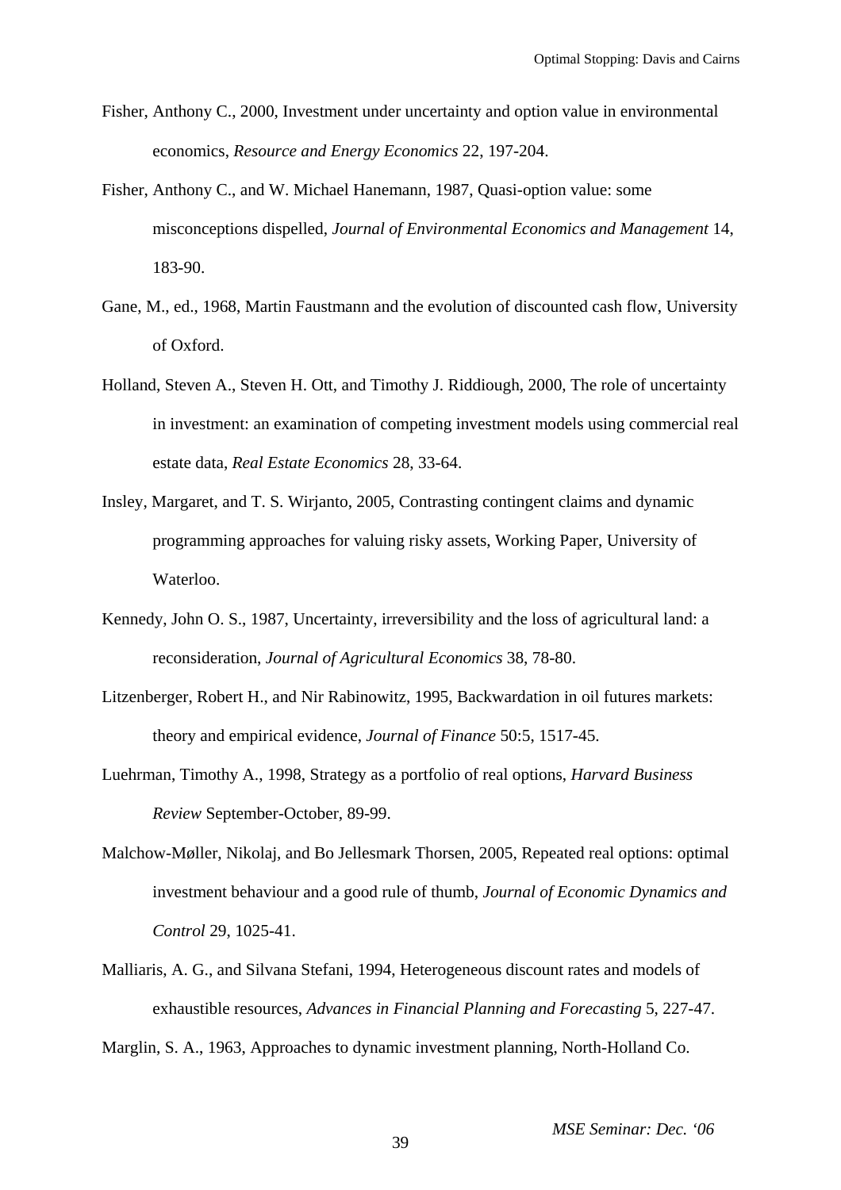Fisher, Anthony C., 2000, Investment under uncertainty and option value in environmental economics, *Resource and Energy Economics* 22, 197-204.

Fisher, Anthony C., and W. Michael Hanemann, 1987, Quasi-option value: some misconceptions dispelled, *Journal of Environmental Economics and Management* 14, 183-90.

Gane, M., ed., 1968, Martin Faustmann and the evolution of discounted cash flow, University of Oxford.

Holland, Steven A., Steven H. Ott, and Timothy J. Riddiough, 2000, The role of uncertainty in investment: an examination of competing investment models using commercial real estate data, *Real Estate Economics* 28, 33-64.

Insley, Margaret, and T. S. Wirjanto, 2005, Contrasting contingent claims and dynamic programming approaches for valuing risky assets, Working Paper, University of Waterloo.

Kennedy, John O. S., 1987, Uncertainty, irreversibility and the loss of agricultural land: a reconsideration, *Journal of Agricultural Economics* 38, 78-80.

Litzenberger, Robert H., and Nir Rabinowitz, 1995, Backwardation in oil futures markets: theory and empirical evidence, *Journal of Finance* 50:5, 1517-45.

Luehrman, Timothy A., 1998, Strategy as a portfolio of real options, *Harvard Business Review* September-October, 89-99.

Malchow-Møller, Nikolaj, and Bo Jellesmark Thorsen, 2005, Repeated real options: optimal investment behaviour and a good rule of thumb, *Journal of Economic Dynamics and Control* 29, 1025-41.

Malliaris, A. G., and Silvana Stefani, 1994, Heterogeneous discount rates and models of exhaustible resources, *Advances in Financial Planning and Forecasting* 5, 227-47.

Marglin, S. A., 1963, Approaches to dynamic investment planning, North-Holland Co.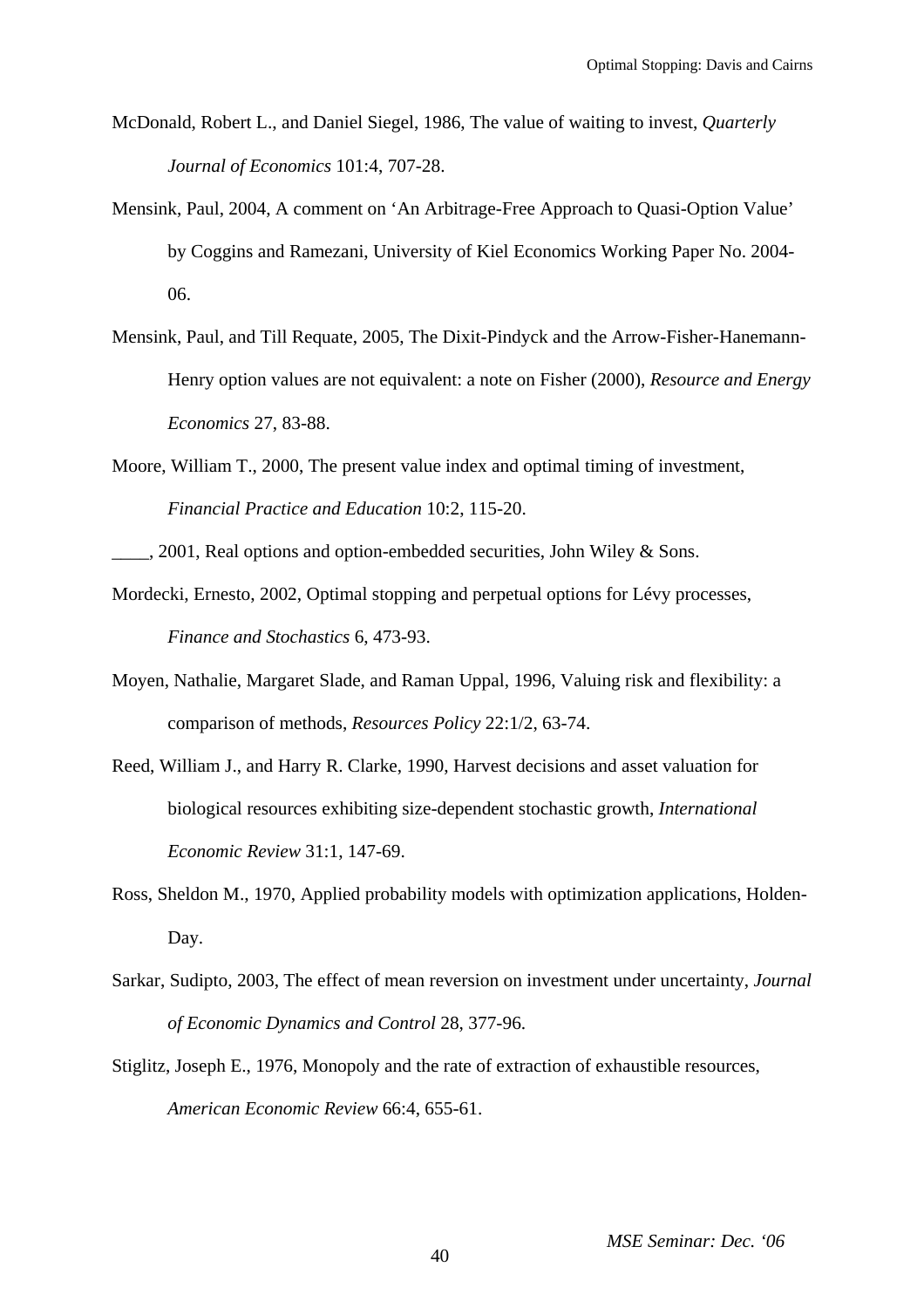McDonald, Robert L., and Daniel Siegel, 1986, The value of waiting to invest, *Quarterly Journal of Economics* 101:4, 707-28.

Mensink, Paul, 2004, A comment on 'An Arbitrage-Free Approach to Quasi-Option Value' by Coggins and Ramezani, University of Kiel Economics Working Paper No. 2004-06.

Mensink, Paul, and Till Requate, 2005, The Dixit-Pindyck and the Arrow-Fisher-Hanemann-Henry option values are not equivalent: a note on Fisher (2000), *Resource and Energy Economics* 27, 83-88.

Moore, William T., 2000, The present value index and optimal timing of investment, *Financial Practice and Education* 10:2, 115-20.

____, 2001, Real options and option-embedded securities, John Wiley & Sons.

Mordecki, Ernesto, 2002, Optimal stopping and perpetual options for Lévy processes, *Finance and Stochastics* 6, 473-93.

Moyen, Nathalie, Margaret Slade, and Raman Uppal, 1996, Valuing risk and flexibility: a comparison of methods, *Resources Policy* 22:1/2, 63-74.

Reed, William J., and Harry R. Clarke, 1990, Harvest decisions and asset valuation for biological resources exhibiting size-dependent stochastic growth, *International Economic Review* 31:1, 147-69.

Ross, Sheldon M., 1970, Applied probability models with optimization applications, Holden-Day.

Sarkar, Sudipto, 2003, The effect of mean reversion on investment under uncertainty, *Journal of Economic Dynamics and Control* 28, 377-96.

Stiglitz, Joseph E., 1976, Monopoly and the rate of extraction of exhaustible resources, *American Economic Review* 66:4, 655-61.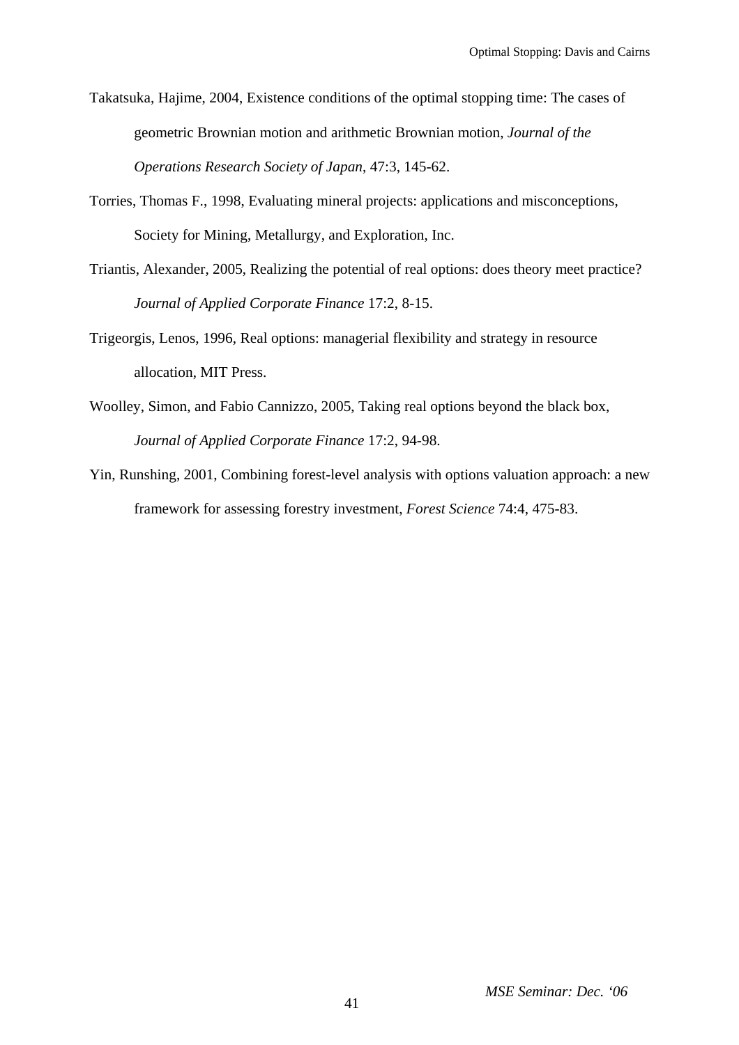Takatsuka, Hajime, 2004, Existence conditions of the optimal stopping time: The cases of geometric Brownian motion and arithmetic Brownian motion, *Journal of the Operations Research Society of Japan*, 47:3, 145-62.

Torries, Thomas F., 1998, Evaluating mineral projects: applications and misconceptions, Society for Mining, Metallurgy, and Exploration, Inc.

Triantis, Alexander, 2005, Realizing the potential of real options: does theory meet practice? *Journal of Applied Corporate Finance* 17:2, 8-15.

Trigeorgis, Lenos, 1996, Real options: managerial flexibility and strategy in resource allocation, MIT Press.

Woolley, Simon, and Fabio Cannizzo, 2005, Taking real options beyond the black box, *Journal of Applied Corporate Finance* 17:2, 94-98.

Yin, Runshing, 2001, Combining forest-level analysis with options valuation approach: a new framework for assessing forestry investment, *Forest Science* 74:4, 475-83.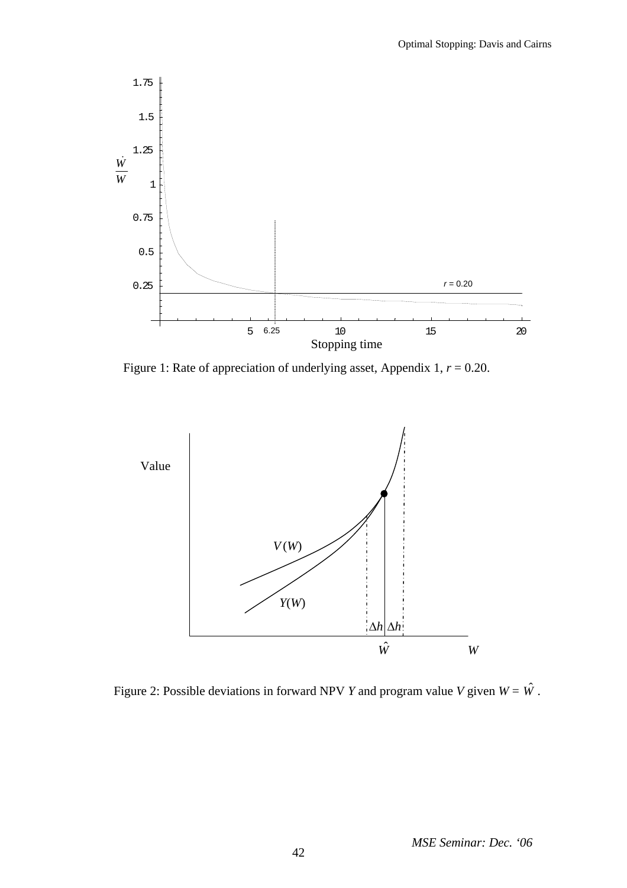Figure 1: Rate of appreciation of underlying asset, Appendix 1, $r$ = 0.20.

Figure 2: Possible deviations in forward NPV $Y$ and program value $V$ given $W = \hat{W}$ .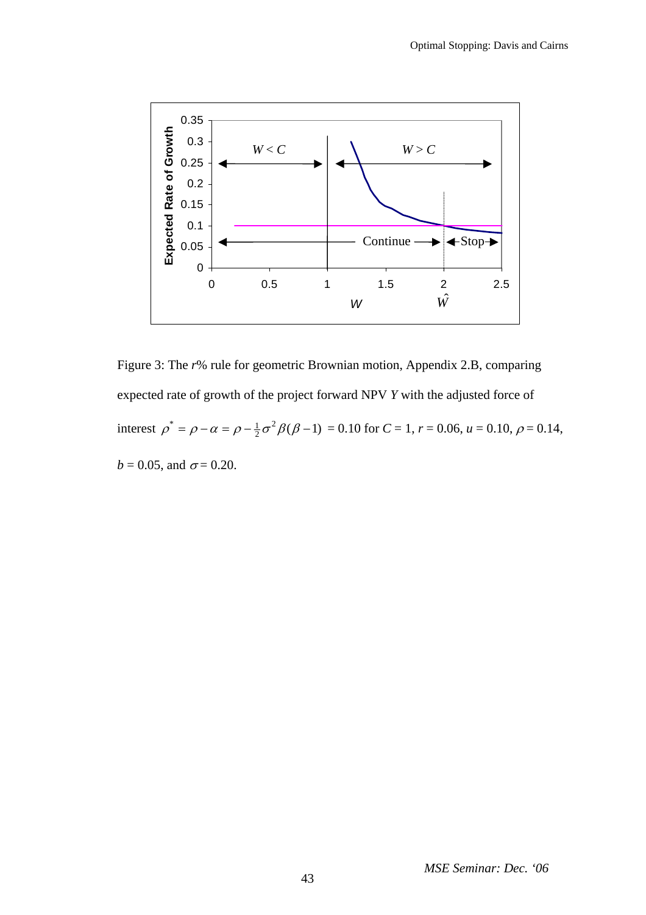Figure 3: The *r*% rule for geometric Brownian motion, Appendix 2.B, comparing expected rate of growth of the project forward NPV *Y* with the adjusted force of interest $\rho^* = \rho - \alpha = \rho - \frac{1}{2}\sigma^2\beta(\beta - 1) = 0.10$ for $C = 1$, $r = 0.06$, $u = 0.10$, $\rho = 0.14$, $b = 0.05$, and $\sigma = 0.20$.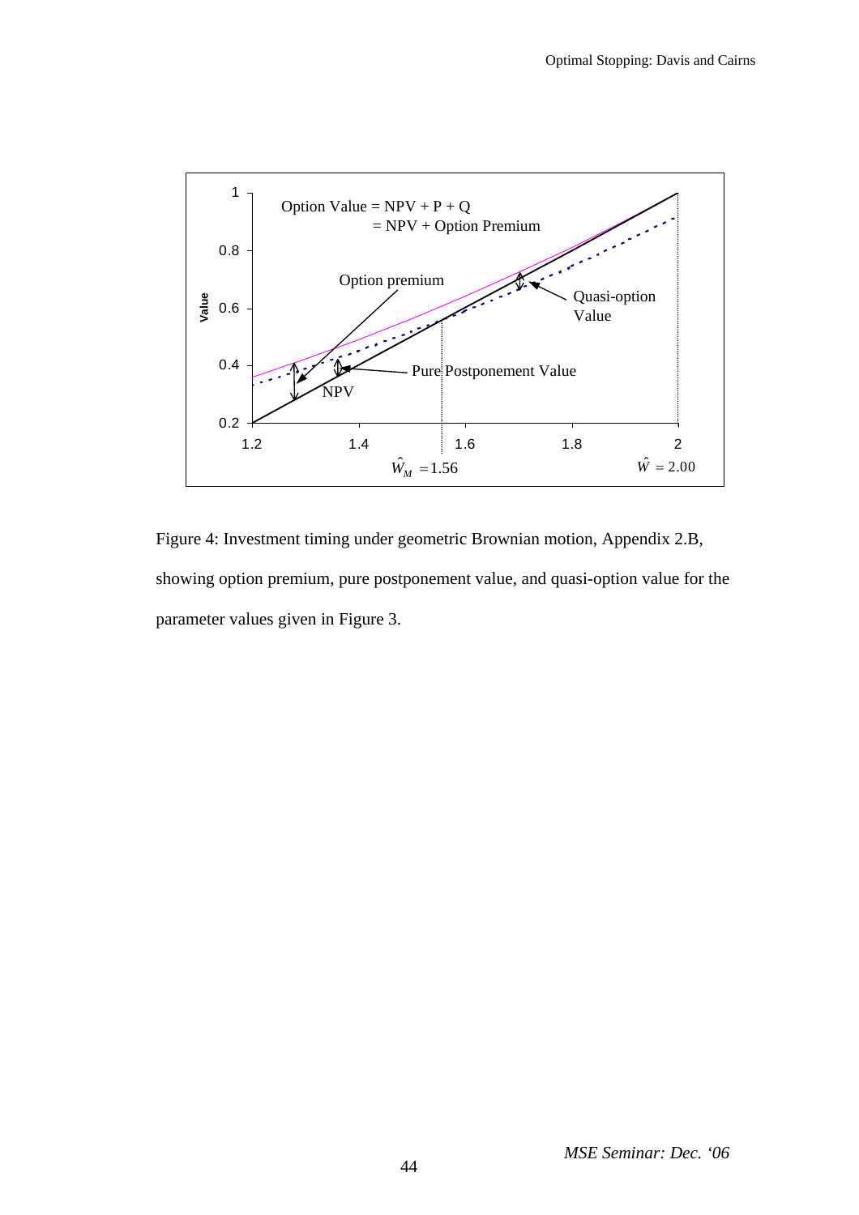Figure 4: Investment timing under geometric Brownian motion, Appendix 2.B, showing option premium, pure postponement value, and quasi-option value for the parameter values given in Figure 3.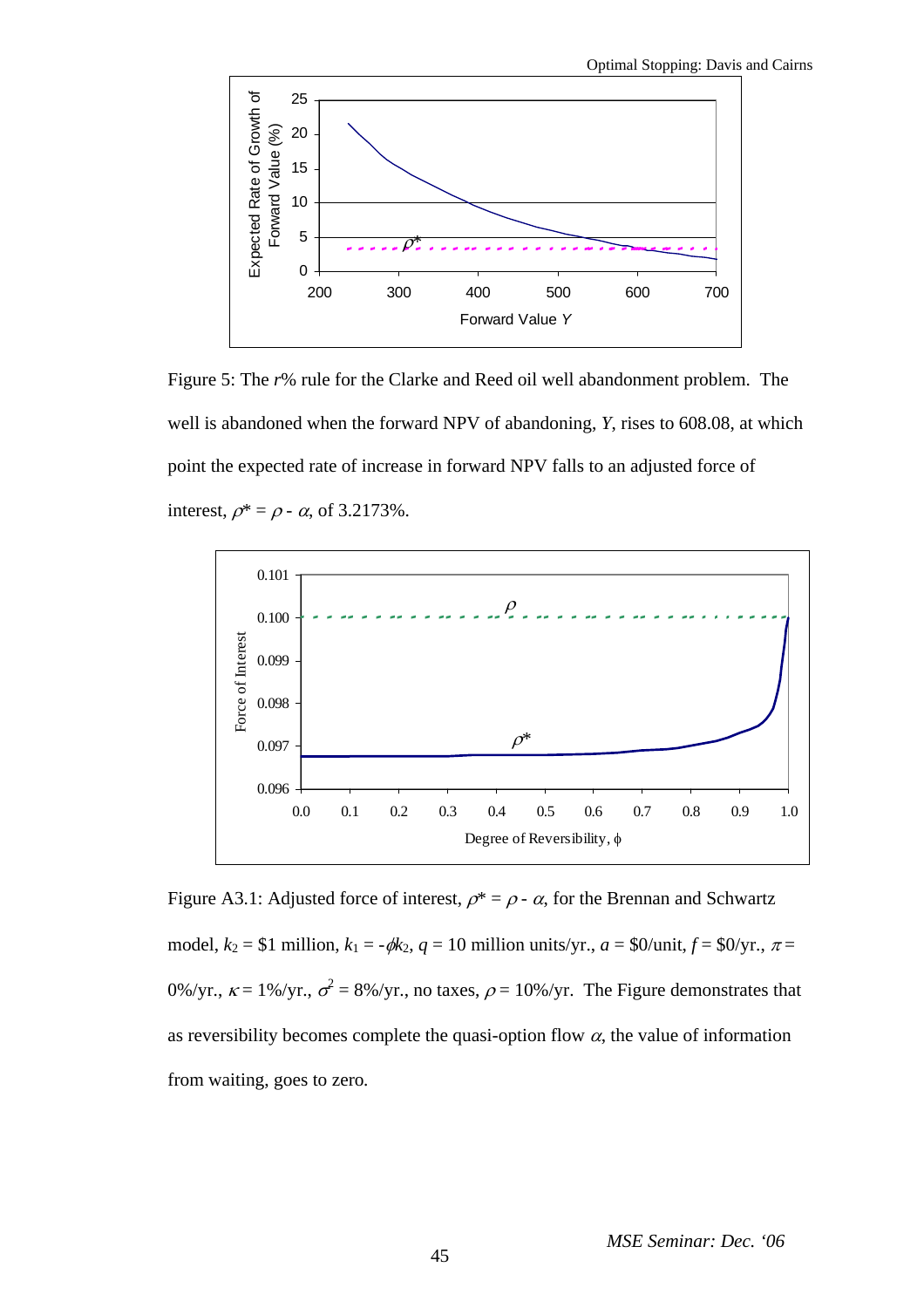Expected Rate of Growth of Forward Value (%)

25

20

15

10

5

0

200 300 400 500 600 700

Forward Value $Y$

$\rho^*$

Figure 5: The $r$% rule for the Clarke and Reed oil well abandonment problem. The well is abandoned when the forward NPV of abandoning, $Y$, rises to 608.08, at which point the expected rate of increase in forward NPV falls to an adjusted force of interest, $\rho^* = \rho - \alpha$, of 3.2173%.

Force of Interest

0.101

0.100

0.099

0.098

0.097

0.096

0.0 0.1 0.2 0.3 0.4 0.5 0.6 0.7 0.8 0.9 1.0

Degree of Reversibility, $\phi$

$\rho$

$\rho^*$

Figure A3.1: Adjusted force of interest, $\rho^* = \rho - \alpha$, for the Brennan and Schwartz model, $k_2$ = \$1 million, $k_1 = -\phi k_2$, $q$ = 10 million units/yr., $a$ = \$0/unit, $f$ = \$0/yr., $\pi$ = 0%/yr., $\kappa$ = 1%/yr., $\sigma^2$ = 8%/yr., no taxes, $\rho$ = 10%/yr. The Figure demonstrates that as reversibility becomes complete the quasi-option flow $\alpha$, the value of information from waiting, goes to zero.